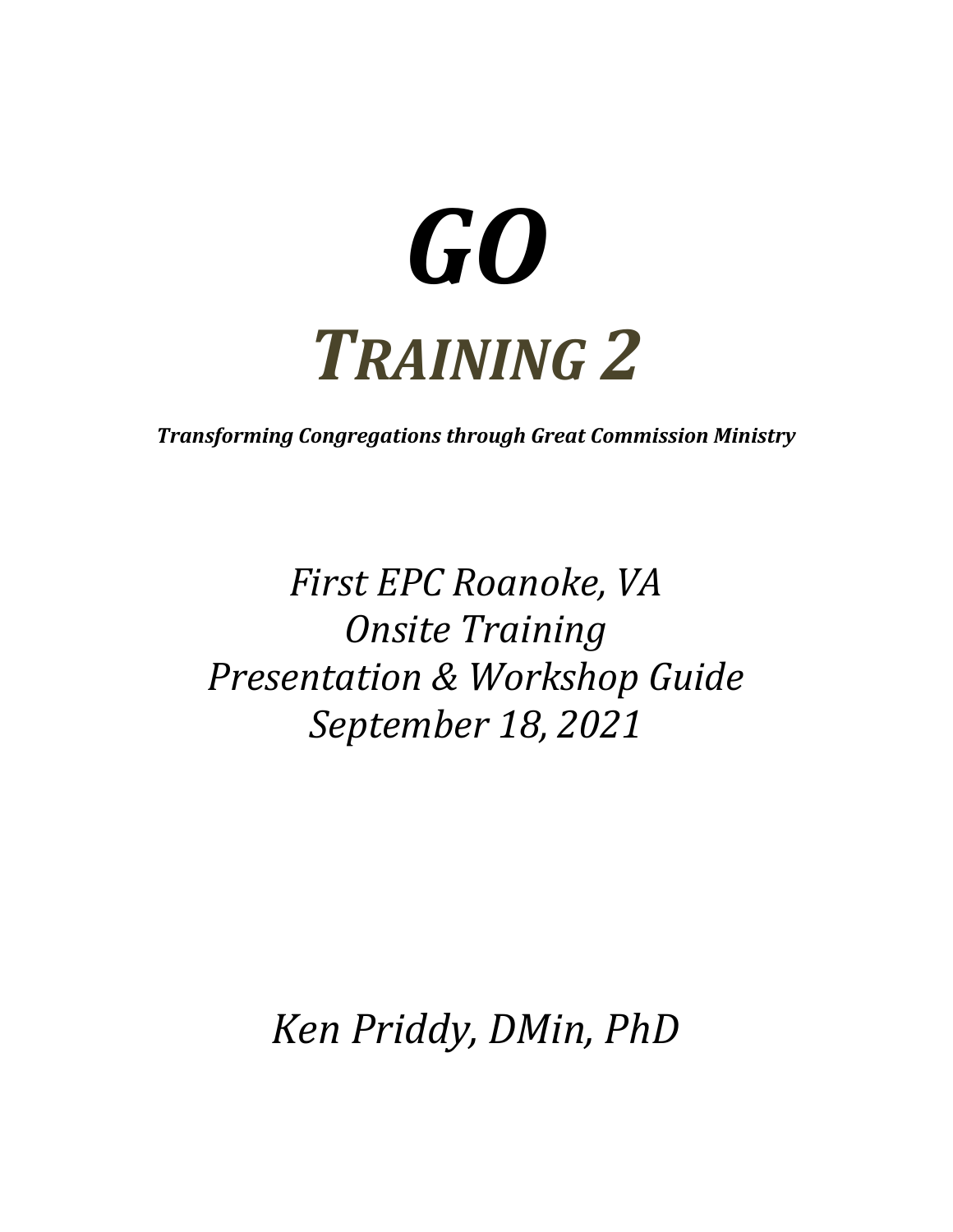# *GO*

# *TRAINING 2*

***Transforming Congregations through Great Commission Ministry***

*First EPC Roanoke, VA*
*Onsite Training*
*Presentation & Workshop Guide*
*September 18, 2021*

*Ken Priddy, DMin, PhD*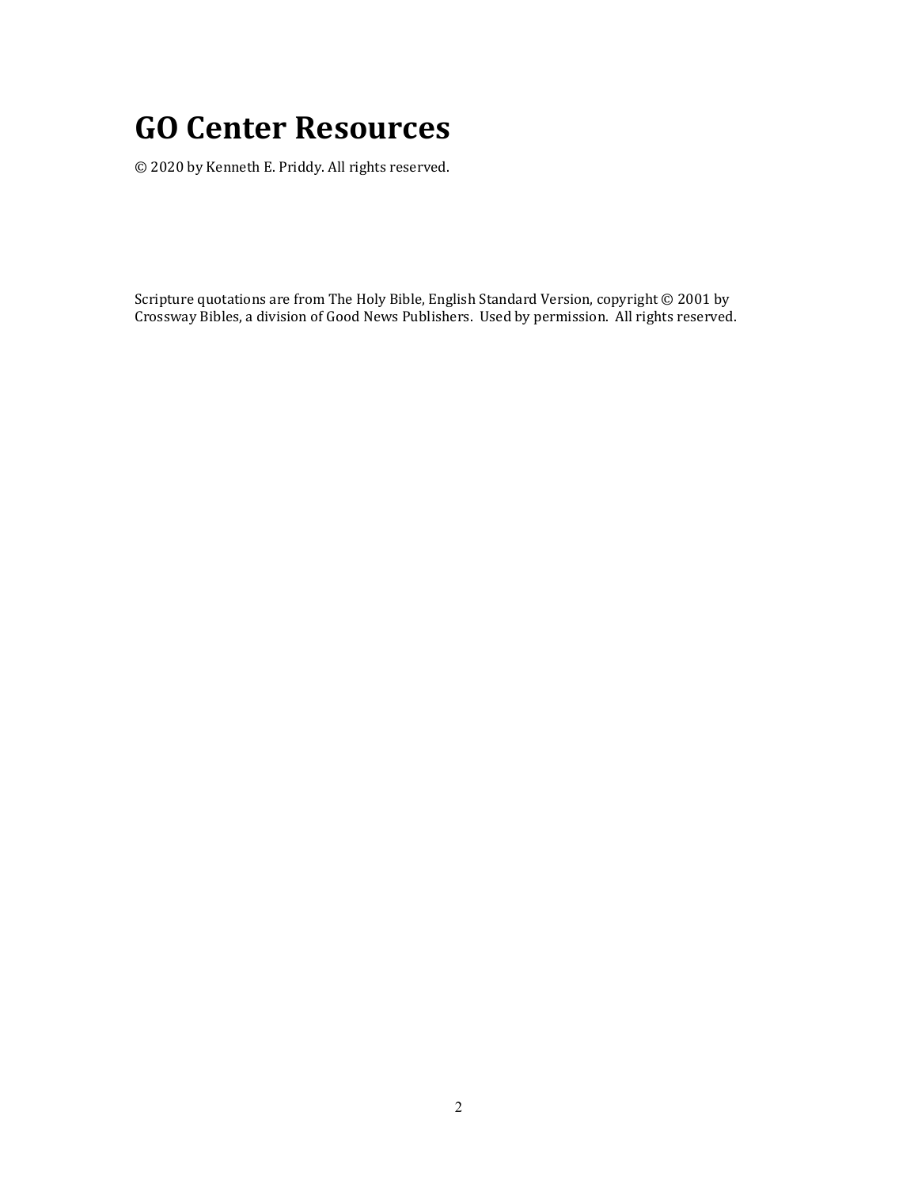# GO Center Resources

© 2020 by Kenneth E. Priddy. All rights reserved.

Scripture quotations are from The Holy Bible, English Standard Version, copyright © 2001 by Crossway Bibles, a division of Good News Publishers. Used by permission. All rights reserved.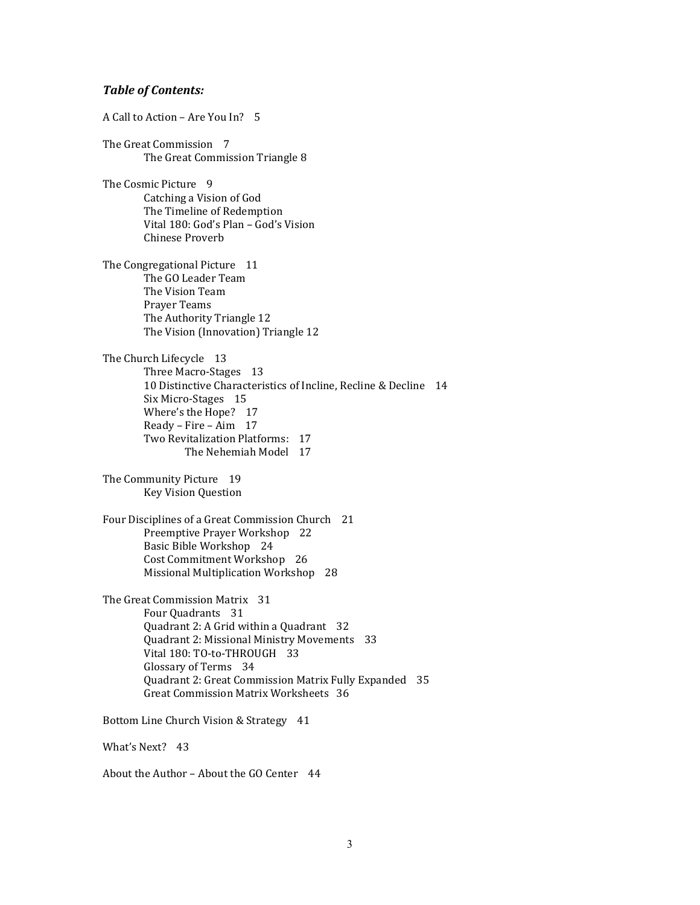***Table of Contents:***

A Call to Action – Are You In? 5

The Great Commission 7
- The Great Commission Triangle 8

The Cosmic Picture 9
- Catching a Vision of God
- The Timeline of Redemption
- Vital 180: God's Plan – God's Vision
- Chinese Proverb

The Congregational Picture 11
- The GO Leader Team
- The Vision Team
- Prayer Teams
- The Authority Triangle 12
- The Vision (Innovation) Triangle 12

The Church Lifecycle 13
- Three Macro-Stages 13
- 10 Distinctive Characteristics of Incline, Recline & Decline 14
- Six Micro-Stages 15
- Where's the Hope? 17
- Ready – Fire – Aim 17
- Two Revitalization Platforms: 17
  - The Nehemiah Model 17

The Community Picture 19
- Key Vision Question

Four Disciplines of a Great Commission Church 21
- Preemptive Prayer Workshop 22
- Basic Bible Workshop 24
- Cost Commitment Workshop 26
- Missional Multiplication Workshop 28

The Great Commission Matrix 31
- Four Quadrants 31
- Quadrant 2: A Grid within a Quadrant 32
- Quadrant 2: Missional Ministry Movements 33
- Vital 180: TO-to-THROUGH 33
- Glossary of Terms 34
- Quadrant 2: Great Commission Matrix Fully Expanded 35
- Great Commission Matrix Worksheets 36

Bottom Line Church Vision & Strategy 41

What's Next? 43

About the Author – About the GO Center 44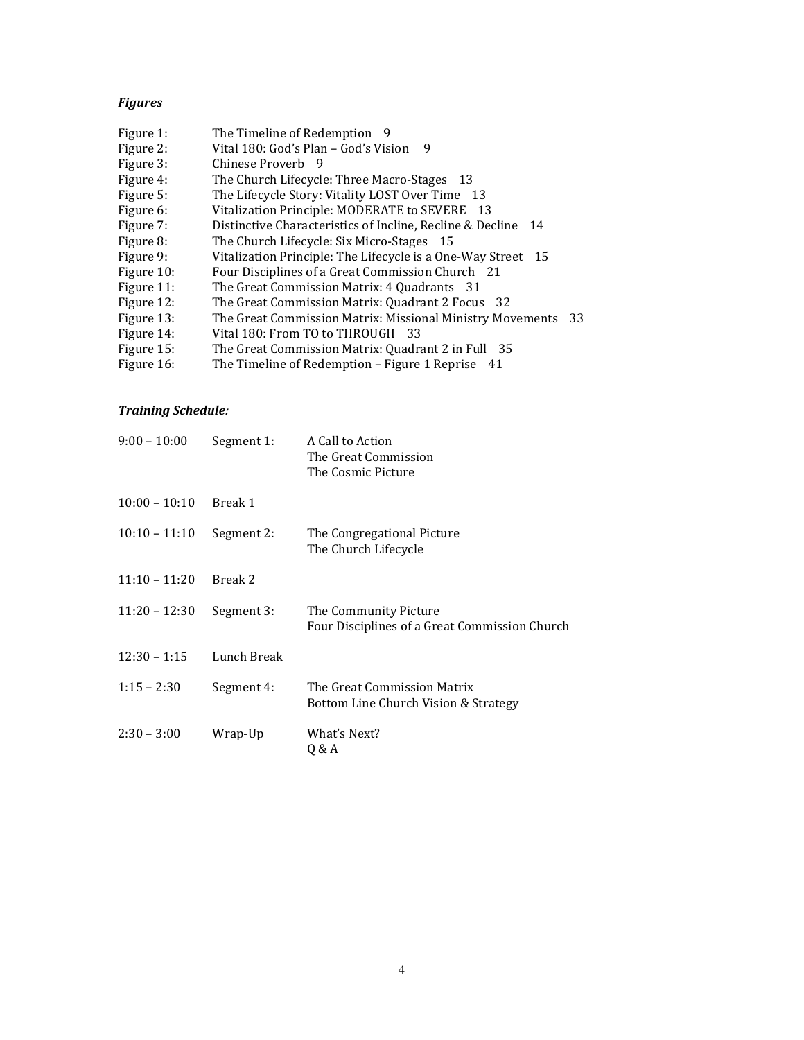***Figures***

| | | |
|---|---|---|
| Figure 1: | The Timeline of Redemption | 9 |
| Figure 2: | Vital 180: God's Plan – God's Vision | 9 |
| Figure 3: | Chinese Proverb | 9 |
| Figure 4: | The Church Lifecycle: Three Macro-Stages | 13 |
| Figure 5: | The Lifecycle Story: Vitality LOST Over Time | 13 |
| Figure 6: | Vitalization Principle: MODERATE to SEVERE | 13 |
| Figure 7: | Distinctive Characteristics of Incline, Recline & Decline | 14 |
| Figure 8: | The Church Lifecycle: Six Micro-Stages | 15 |
| Figure 9: | Vitalization Principle: The Lifecycle is a One-Way Street | 15 |
| Figure 10: | Four Disciplines of a Great Commission Church | 21 |
| Figure 11: | The Great Commission Matrix: 4 Quadrants | 31 |
| Figure 12: | The Great Commission Matrix: Quadrant 2 Focus | 32 |
| Figure 13: | The Great Commission Matrix: Missional Ministry Movements | 33 |
| Figure 14: | Vital 180: From TO to THROUGH | 33 |
| Figure 15: | The Great Commission Matrix: Quadrant 2 in Full | 35 |
| Figure 16: | The Timeline of Redemption – Figure 1 Reprise | 41 |

***Training Schedule:***

| | | |
|---|---|---|
| 9:00 – 10:00 | Segment 1: | A Call to Action<br>The Great Commission<br>The Cosmic Picture |
| 10:00 – 10:10 | Break 1 | |
| 10:10 – 11:10 | Segment 2: | The Congregational Picture<br>The Church Lifecycle |
| 11:10 – 11:20 | Break 2 | |
| 11:20 – 12:30 | Segment 3: | The Community Picture<br>Four Disciplines of a Great Commission Church |
| 12:30 – 1:15 | Lunch Break | |
| 1:15 – 2:30 | Segment 4: | The Great Commission Matrix<br>Bottom Line Church Vision & Strategy |
| 2:30 – 3:00 | Wrap-Up | What's Next?<br>Q & A |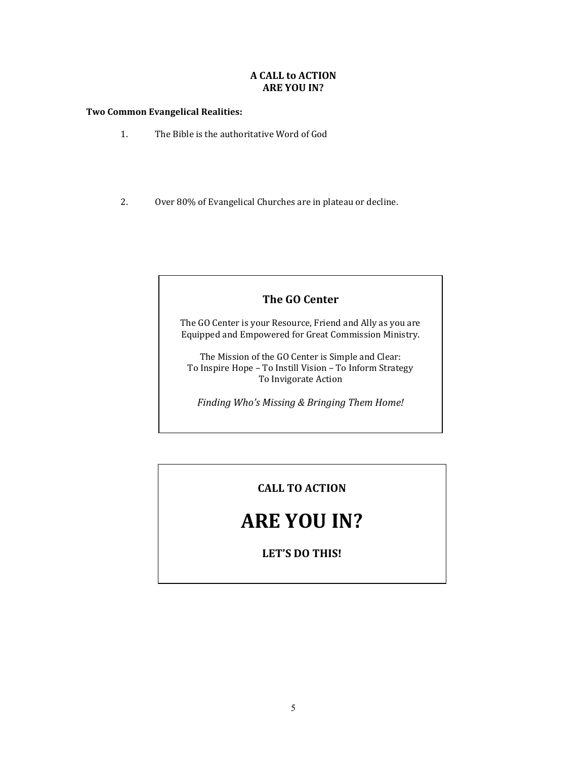# A CALL to ACTION
# ARE YOU IN?

**Two Common Evangelical Realities:**

1. The Bible is the authoritative Word of God

2. Over 80% of Evangelical Churches are in plateau or decline.

## The GO Center

The GO Center is your Resource, Friend and Ally as you are Equipped and Empowered for Great Commission Ministry.

The Mission of the GO Center is Simple and Clear:
To Inspire Hope – To Instill Vision – To Inform Strategy
To Invigorate Action

*Finding Who's Missing & Bringing Them Home!*

**CALL TO ACTION**

# ARE YOU IN?

**LET'S DO THIS!**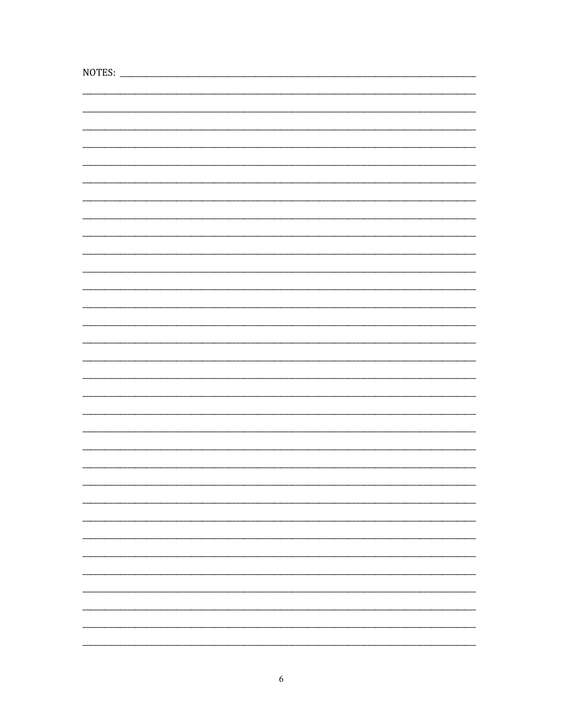NOTES: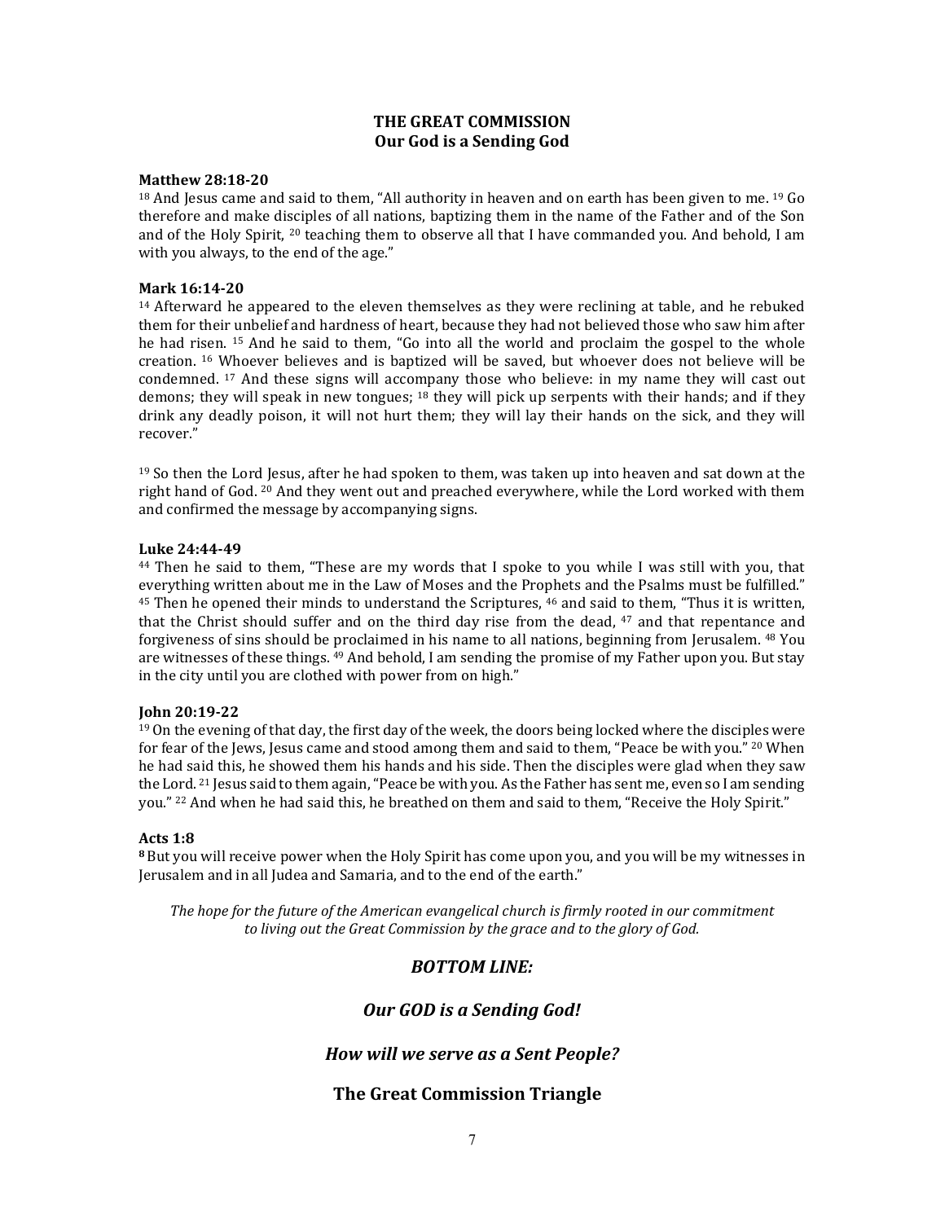## THE GREAT COMMISSION
## Our God is a Sending God

**Matthew 28:18-20**

[18] And Jesus came and said to them, "All authority in heaven and on earth has been given to me. [19] Go therefore and make disciples of all nations, baptizing them in the name of the Father and of the Son and of the Holy Spirit, [20] teaching them to observe all that I have commanded you. And behold, I am with you always, to the end of the age."

**Mark 16:14-20**

[14] Afterward he appeared to the eleven themselves as they were reclining at table, and he rebuked them for their unbelief and hardness of heart, because they had not believed those who saw him after he had risen. [15] And he said to them, "Go into all the world and proclaim the gospel to the whole creation. [16] Whoever believes and is baptized will be saved, but whoever does not believe will be condemned. [17] And these signs will accompany those who believe: in my name they will cast out demons; they will speak in new tongues; [18] they will pick up serpents with their hands; and if they drink any deadly poison, it will not hurt them; they will lay their hands on the sick, and they will recover."

[19] So then the Lord Jesus, after he had spoken to them, was taken up into heaven and sat down at the right hand of God. [20] And they went out and preached everywhere, while the Lord worked with them and confirmed the message by accompanying signs.

**Luke 24:44-49**

[44] Then he said to them, "These are my words that I spoke to you while I was still with you, that everything written about me in the Law of Moses and the Prophets and the Psalms must be fulfilled." [45] Then he opened their minds to understand the Scriptures, [46] and said to them, "Thus it is written, that the Christ should suffer and on the third day rise from the dead, [47] and that repentance and forgiveness of sins should be proclaimed in his name to all nations, beginning from Jerusalem. [48] You are witnesses of these things. [49] And behold, I am sending the promise of my Father upon you. But stay in the city until you are clothed with power from on high."

**John 20:19-22**

[19] On the evening of that day, the first day of the week, the doors being locked where the disciples were for fear of the Jews, Jesus came and stood among them and said to them, "Peace be with you." [20] When he had said this, he showed them his hands and his side. Then the disciples were glad when they saw the Lord. [21] Jesus said to them again, "Peace be with you. As the Father has sent me, even so I am sending you." [22] And when he had said this, he breathed on them and said to them, "Receive the Holy Spirit."

**Acts 1:8**

**[8]** But you will receive power when the Holy Spirit has come upon you, and you will be my witnesses in Jerusalem and in all Judea and Samaria, and to the end of the earth."

*The hope for the future of the American evangelical church is firmly rooted in our commitment to living out the Great Commission by the grace and to the glory of God.*

***BOTTOM LINE:***

***Our GOD is a Sending God!***

***How will we serve as a Sent People?***

**The Great Commission Triangle**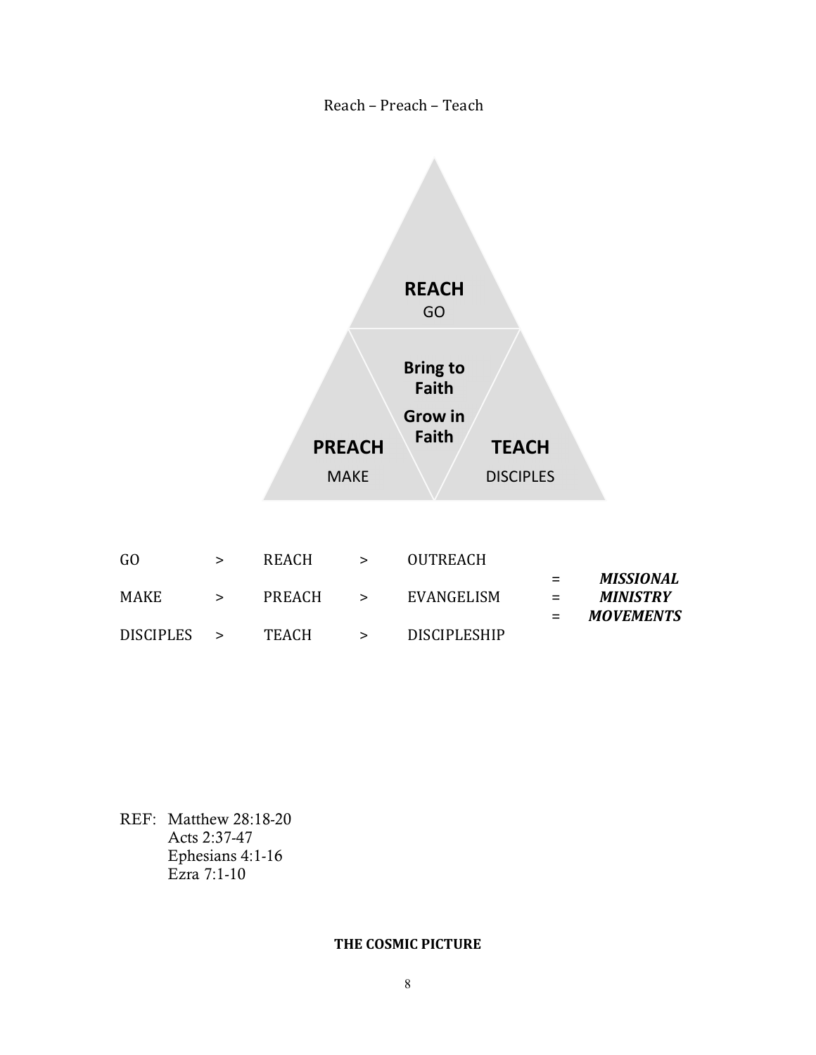Reach – Preach – Teach

**REACH**
GO

**Bring to Faith**

**Grow in Faith**

**PREACH**
MAKE

**TEACH**
DISCIPLES

| | | | | | | |
|---|---|---|---|---|---|---|
| GO | > | REACH | > | OUTREACH | = | ***MISSIONAL*** |
| MAKE | > | PREACH | > | EVANGELISM | = | ***MINISTRY*** |
| DISCIPLES | > | TEACH | > | DISCIPLESHIP | = | ***MOVEMENTS*** |

REF: Matthew 28:18-20
Acts 2:37-47
Ephesians 4:1-16
Ezra 7:1-10

**THE COSMIC PICTURE**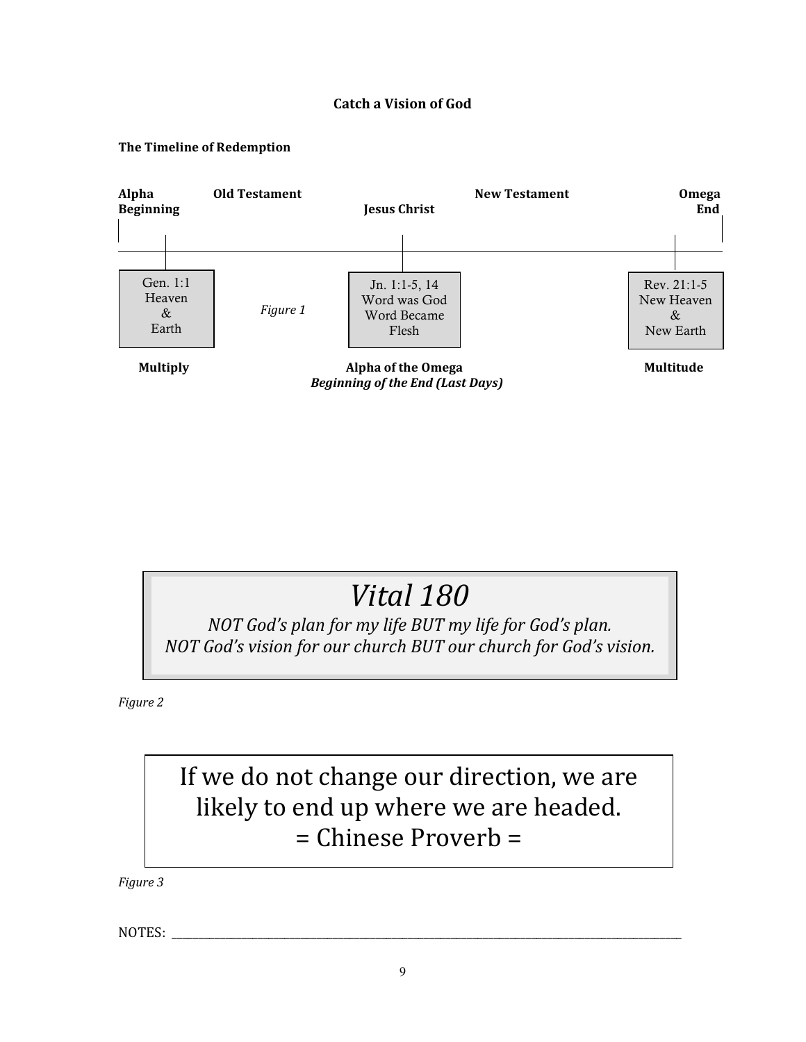### Catch a Vision of God

**The Timeline of Redemption**

| **Alpha Beginning** | **Old Testament** | **Jesus Christ** | **New Testament** | **Omega End** |
|---|---|---|---|---|
| Gen. 1:1 Heaven & Earth | | Jn. 1:1-5, 14 Word was God Word Became Flesh | | Rev. 21:1-5 New Heaven & New Earth |
| **Multiply** | | **Alpha of the Omega** ***Beginning of the End (Last Days)*** | | **Multitude** |

*Figure 1*

*Vital 180*

*NOT God's plan for my life BUT my life for God's plan.*
*NOT God's vision for our church BUT our church for God's vision.*

*Figure 2*

If we do not change our direction, we are likely to end up where we are headed.
= Chinese Proverb =

*Figure 3*

NOTES: ____________________________________________________________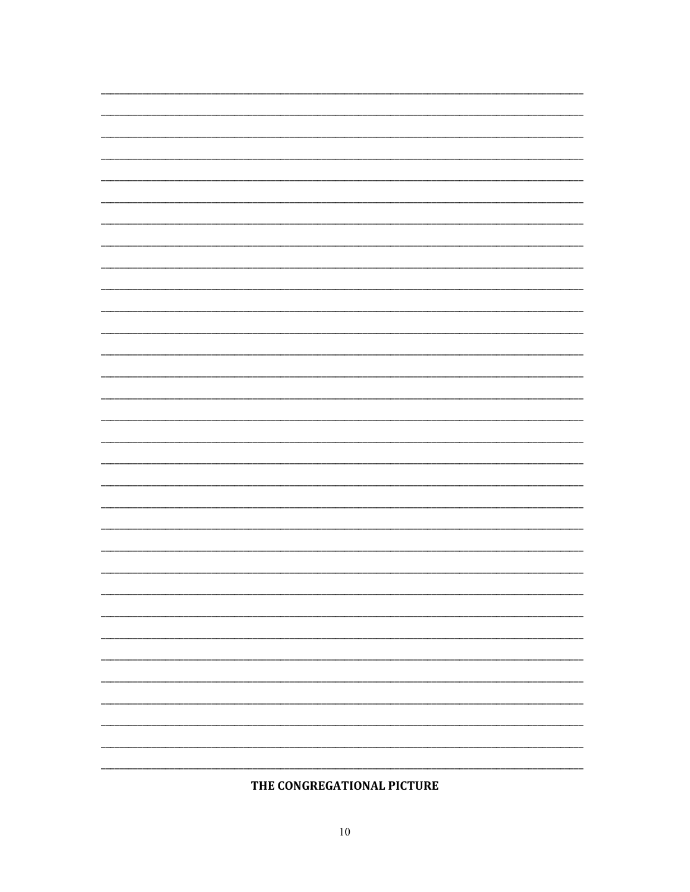## THE CONGREGATIONAL PICTURE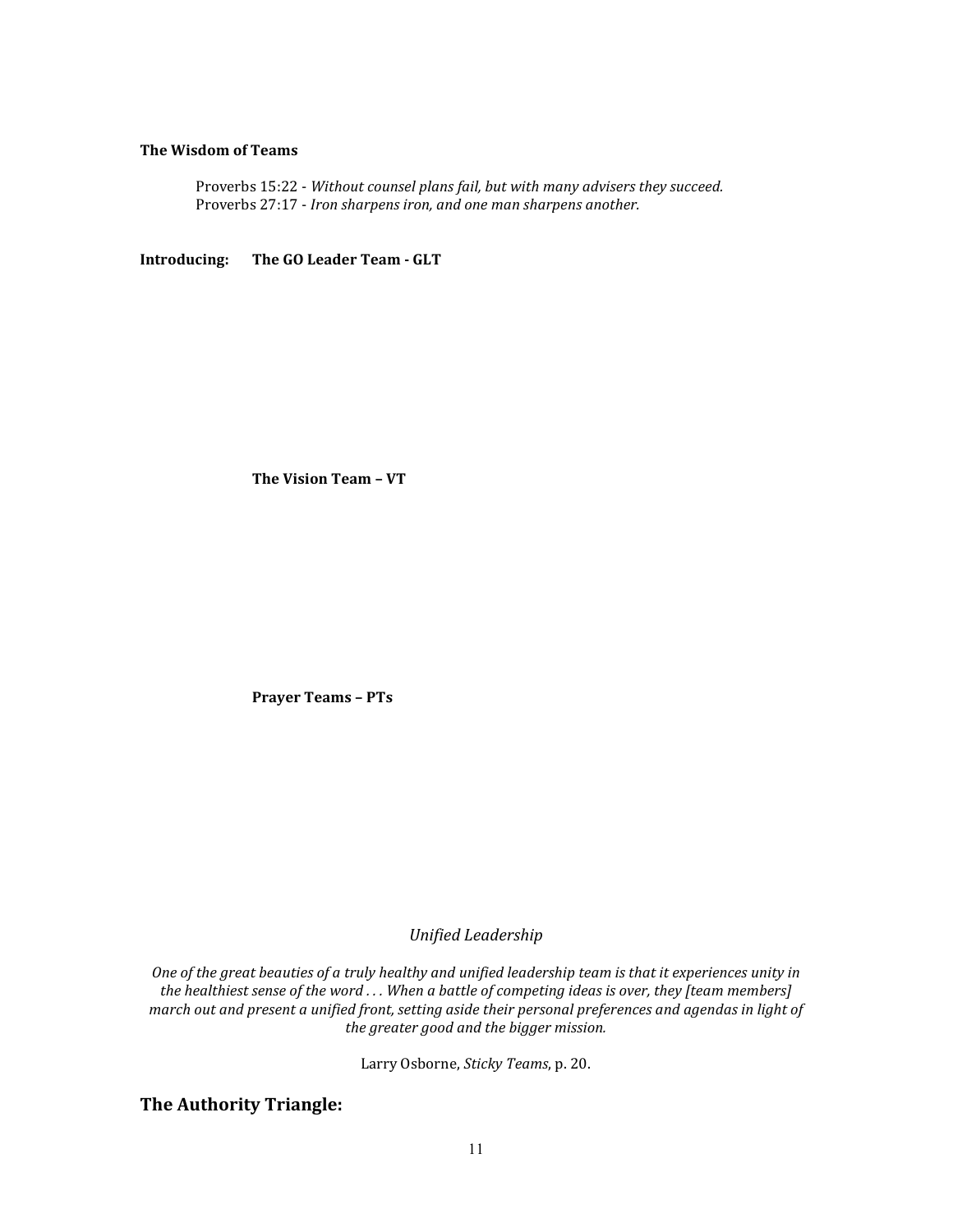**The Wisdom of Teams**

Proverbs 15:22 - *Without counsel plans fail, but with many advisers they succeed.*
Proverbs 27:17 - *Iron sharpens iron, and one man sharpens another.*

**Introducing: The GO Leader Team - GLT**

**The Vision Team – VT**

**Prayer Teams – PTs**

*Unified Leadership*

*One of the great beauties of a truly healthy and unified leadership team is that it experiences unity in the healthiest sense of the word . . . When a battle of competing ideas is over, they [team members] march out and present a unified front, setting aside their personal preferences and agendas in light of the greater good and the bigger mission.*

Larry Osborne, *Sticky Teams*, p. 20.

## The Authority Triangle: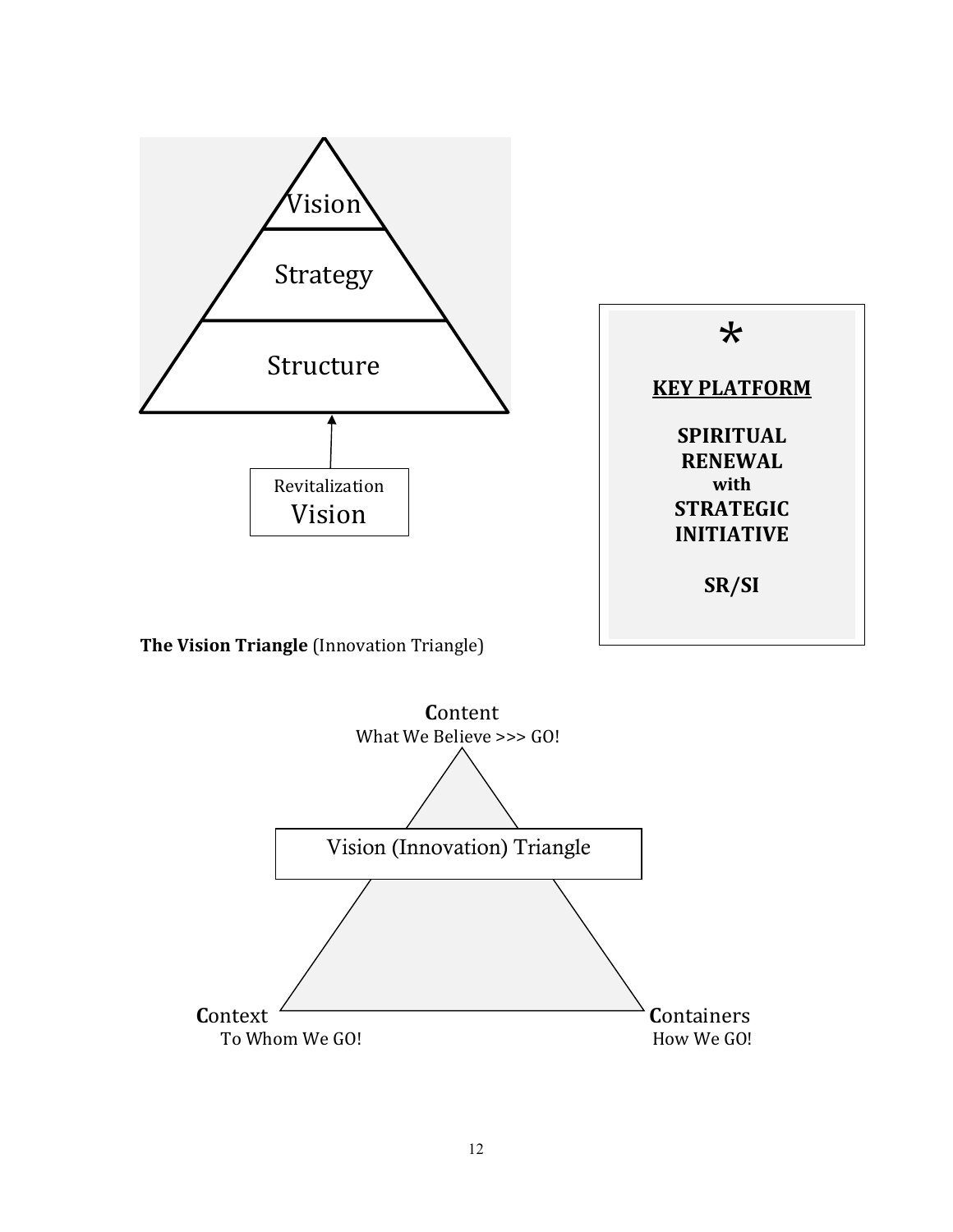Vision

Strategy

Structure

Revitalization
Vision

*

**KEY PLATFORM**

**SPIRITUAL RENEWAL with STRATEGIC INITIATIVE**

**SR/SI**

**The Vision Triangle** (Innovation Triangle)

**C**ontent
What We Believe >>> GO!

Vision (Innovation) Triangle

**C**ontext
To Whom We GO!

**C**ontainers
How We GO!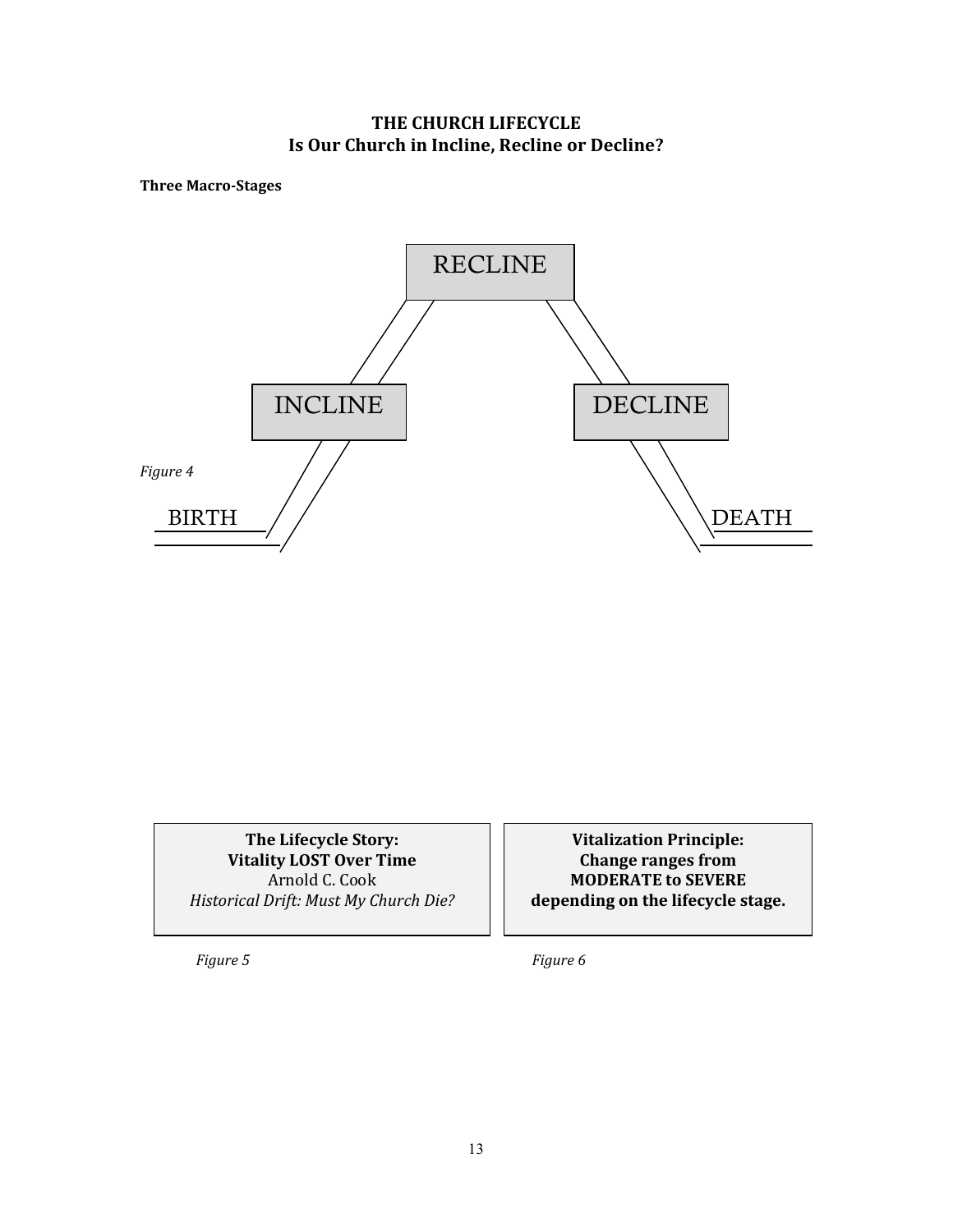## THE CHURCH LIFECYCLE
## Is Our Church in Incline, Recline or Decline?

**Three Macro-Stages**

RECLINE

INCLINE

DECLINE

BIRTH

DEATH

*Figure 4*

**The Lifecycle Story:**
**Vitality LOST Over Time**
Arnold C. Cook
*Historical Drift: Must My Church Die?*

*Figure 5*

**Vitalization Principle:**
**Change ranges from**
**MODERATE to SEVERE**
**depending on the lifecycle stage.**

*Figure 6*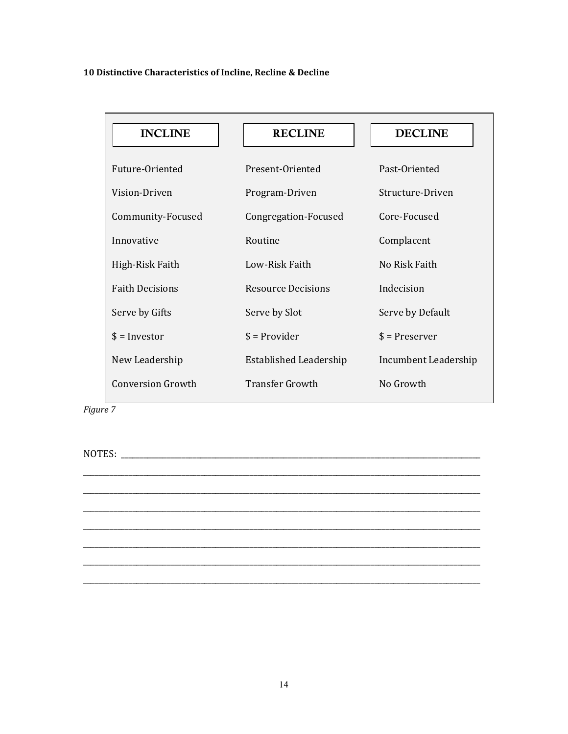**10 Distinctive Characteristics of Incline, Recline & Decline**

| INCLINE | RECLINE | DECLINE |
|---|---|---|
| Future-Oriented | Present-Oriented | Past-Oriented |
| Vision-Driven | Program-Driven | Structure-Driven |
| Community-Focused | Congregation-Focused | Core-Focused |
| Innovative | Routine | Complacent |
| High-Risk Faith | Low-Risk Faith | No Risk Faith |
| Faith Decisions | Resource Decisions | Indecision |
| Serve by Gifts | Serve by Slot | Serve by Default |
| $ = Investor | $ = Provider | $ = Preserver |
| New Leadership | Established Leadership | Incumbent Leadership |
| Conversion Growth | Transfer Growth | No Growth |

*Figure 7*

NOTES: ______________________________________________________________________________

______________________________________________________________________________

______________________________________________________________________________

______________________________________________________________________________

______________________________________________________________________________

______________________________________________________________________________

______________________________________________________________________________

______________________________________________________________________________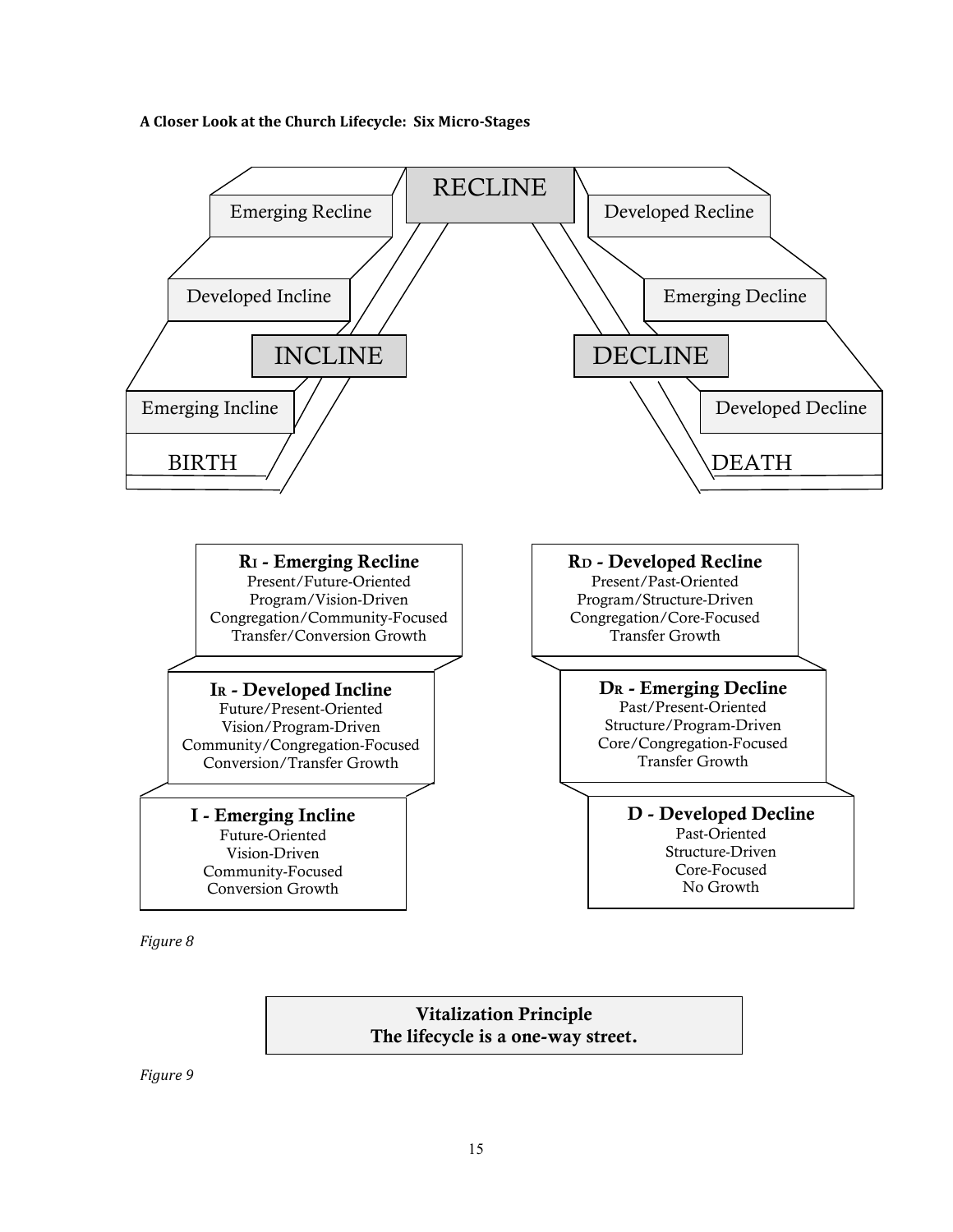**A Closer Look at the Church Lifecycle: Six Micro-Stages**

RECLINE

Emerging Recline

Developed Recline

Developed Incline

Emerging Decline

INCLINE

DECLINE

Emerging Incline

Developed Decline

BIRTH

DEATH

**R<small>I</small> - Emerging Recline**
Present/Future-Oriented
Program/Vision-Driven
Congregation/Community-Focused
Transfer/Conversion Growth

**R<small>D</small> - Developed Recline**
Present/Past-Oriented
Program/Structure-Driven
Congregation/Core-Focused
Transfer Growth

**I<small>R</small> - Developed Incline**
Future/Present-Oriented
Vision/Program-Driven
Community/Congregation-Focused
Conversion/Transfer Growth

**D<small>R</small> - Emerging Decline**
Past/Present-Oriented
Structure/Program-Driven
Core/Congregation-Focused
Transfer Growth

**I - Emerging Incline**
Future-Oriented
Vision-Driven
Community-Focused
Conversion Growth

**D - Developed Decline**
Past-Oriented
Structure-Driven
Core-Focused
No Growth

*Figure 8*

**Vitalization Principle**
**The lifecycle is a one-way street.**

*Figure 9*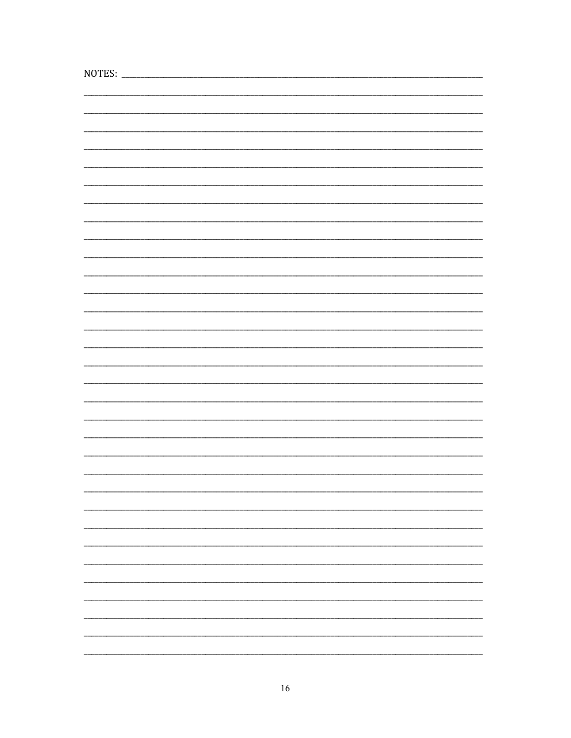NOTES: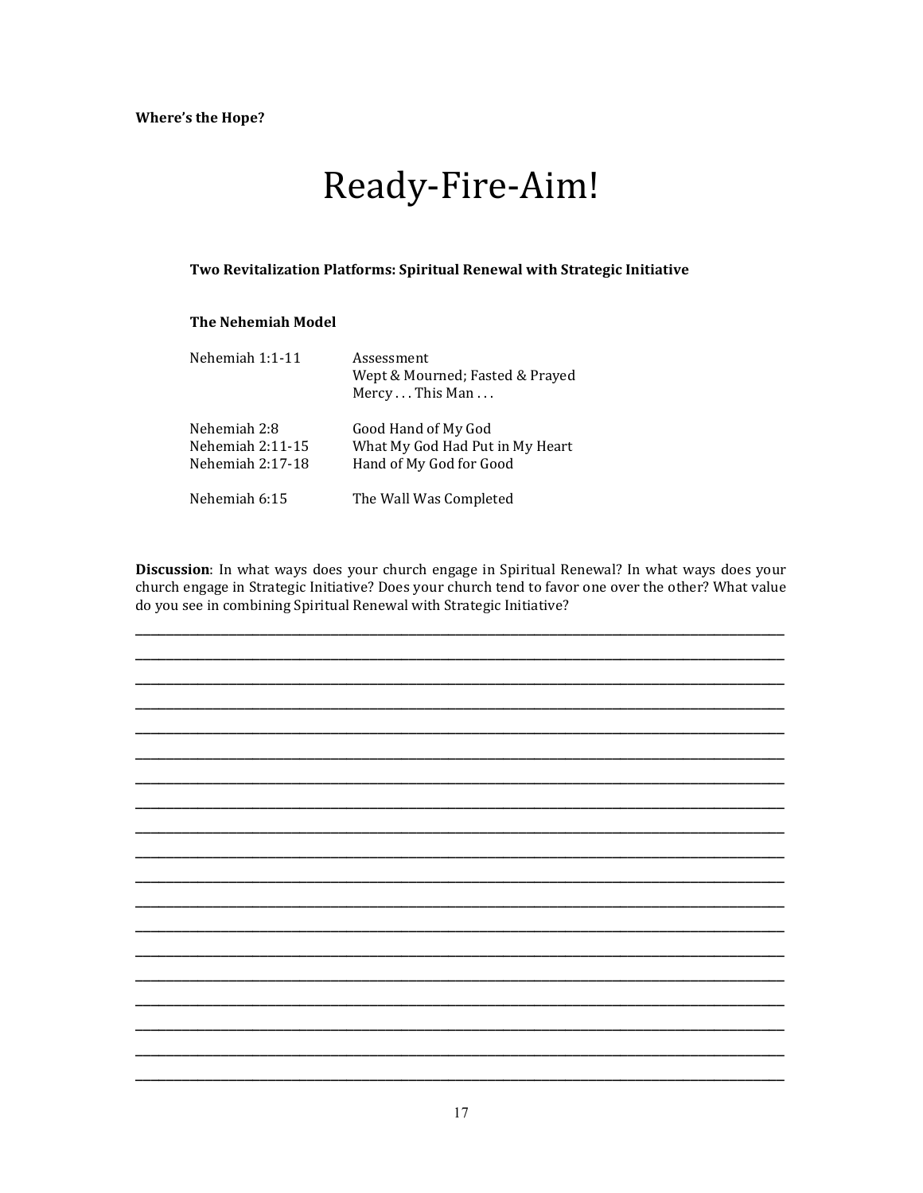**Where's the Hope?**

# Ready-Fire-Aim!

**Two Revitalization Platforms: Spiritual Renewal with Strategic Initiative**

**The Nehemiah Model**

| | |
|---|---|
| Nehemiah 1:1-11 | Assessment<br>Wept & Mourned; Fasted & Prayed<br>Mercy . . . This Man . . . |
| Nehemiah 2:8 | Good Hand of My God |
| Nehemiah 2:11-15 | What My God Had Put in My Heart |
| Nehemiah 2:17-18 | Hand of My God for Good |
| Nehemiah 6:15 | The Wall Was Completed |

**Discussion**: In what ways does your church engage in Spiritual Renewal? In what ways does your church engage in Strategic Initiative? Does your church tend to favor one over the other? What value do you see in combining Spiritual Renewal with Strategic Initiative?

______________________________________________________________________________

______________________________________________________________________________

______________________________________________________________________________

______________________________________________________________________________

______________________________________________________________________________

______________________________________________________________________________

______________________________________________________________________________

______________________________________________________________________________

______________________________________________________________________________

______________________________________________________________________________

______________________________________________________________________________

______________________________________________________________________________

______________________________________________________________________________

______________________________________________________________________________

______________________________________________________________________________

______________________________________________________________________________

______________________________________________________________________________

______________________________________________________________________________

______________________________________________________________________________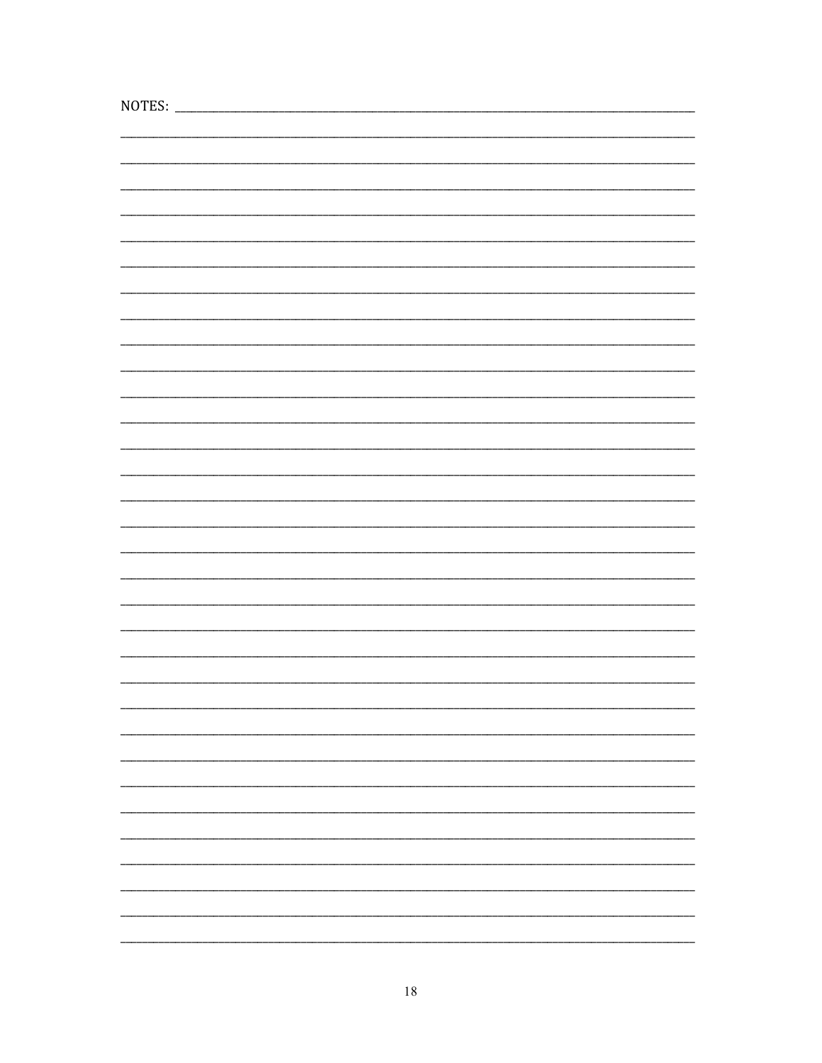NOTES: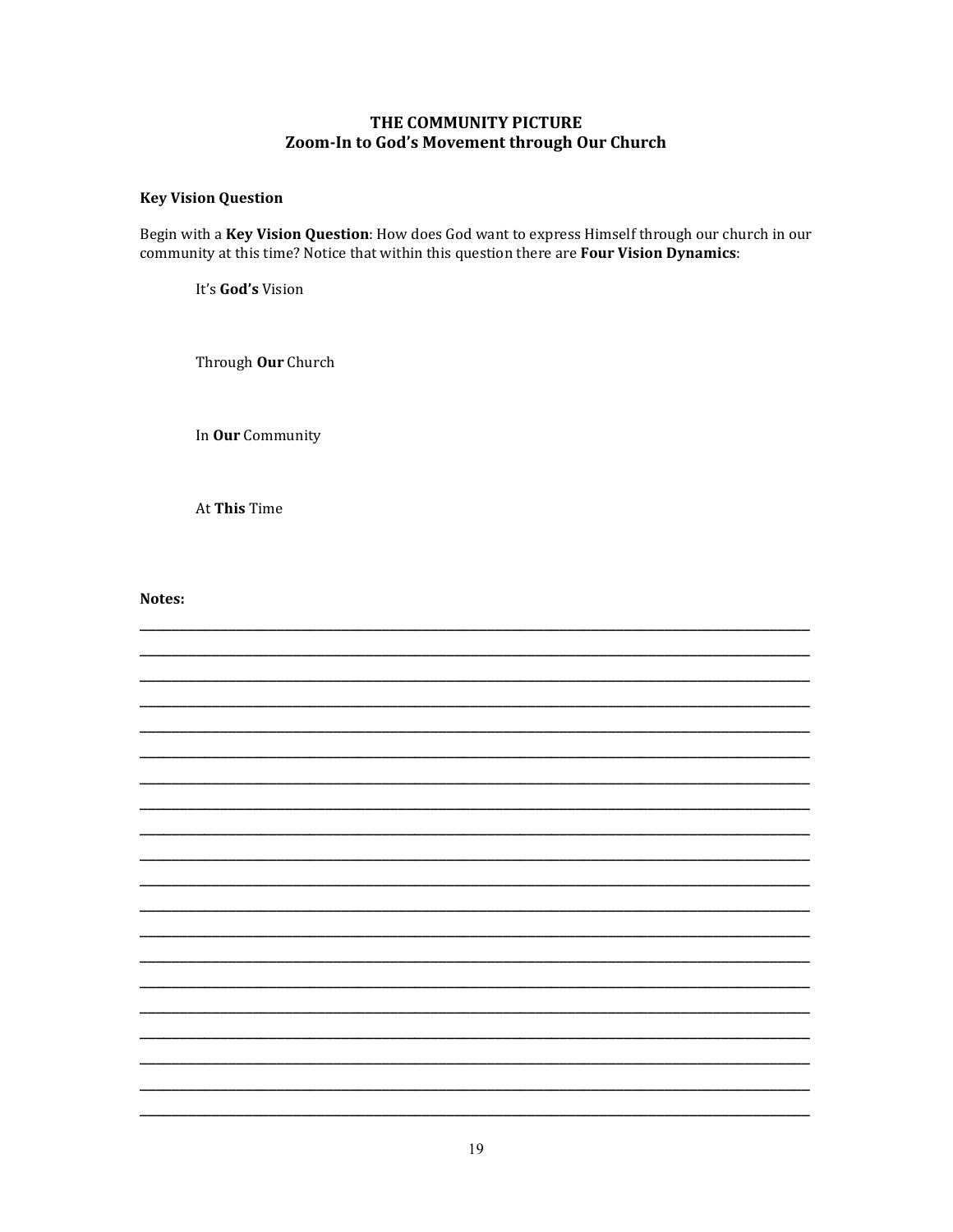# THE COMMUNITY PICTURE
## Zoom-In to God's Movement through Our Church

**Key Vision Question**

Begin with a **Key Vision Question**: How does God want to express Himself through our church in our community at this time? Notice that within this question there are **Four Vision Dynamics**:

It's **God's** Vision

Through **Our** Church

In **Our** Community

At **This** Time

**Notes:**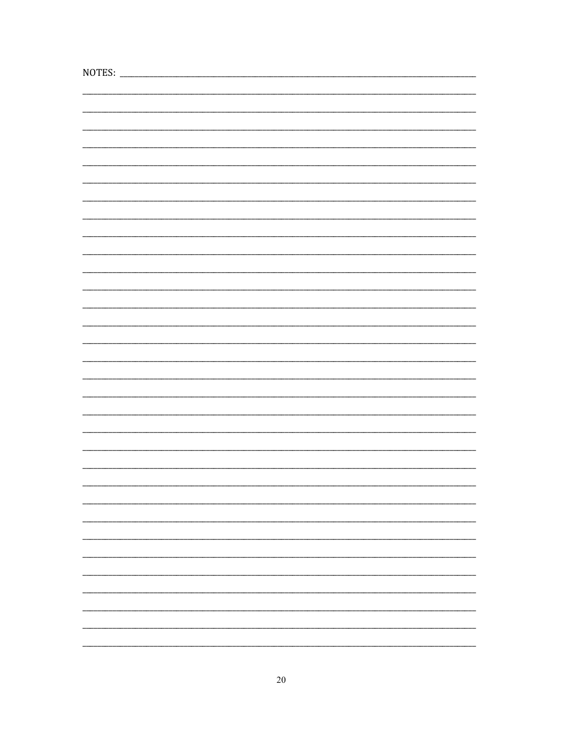NOTES: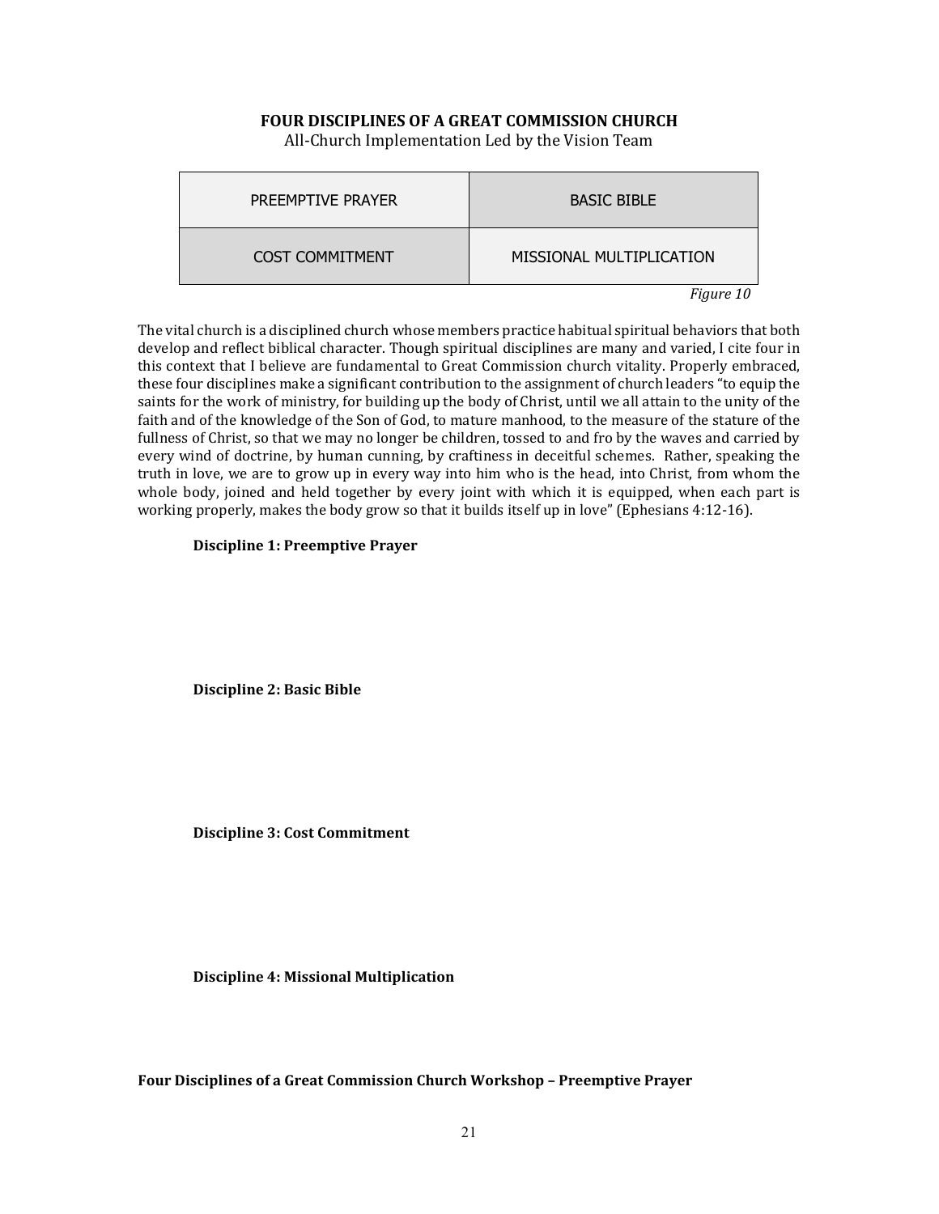**FOUR DISCIPLINES OF A GREAT COMMISSION CHURCH**

All-Church Implementation Led by the Vision Team

| PREEMPTIVE PRAYER | BASIC BIBLE |
|---|---|
| COST COMMITMENT | MISSIONAL MULTIPLICATION |

*Figure 10*

The vital church is a disciplined church whose members practice habitual spiritual behaviors that both develop and reflect biblical character. Though spiritual disciplines are many and varied, I cite four in this context that I believe are fundamental to Great Commission church vitality. Properly embraced, these four disciplines make a significant contribution to the assignment of church leaders "to equip the saints for the work of ministry, for building up the body of Christ, until we all attain to the unity of the faith and of the knowledge of the Son of God, to mature manhood, to the measure of the stature of the fullness of Christ, so that we may no longer be children, tossed to and fro by the waves and carried by every wind of doctrine, by human cunning, by craftiness in deceitful schemes. Rather, speaking the truth in love, we are to grow up in every way into him who is the head, into Christ, from whom the whole body, joined and held together by every joint with which it is equipped, when each part is working properly, makes the body grow so that it builds itself up in love" (Ephesians 4:12-16).

**Discipline 1: Preemptive Prayer**

**Discipline 2: Basic Bible**

**Discipline 3: Cost Commitment**

**Discipline 4: Missional Multiplication**

**Four Disciplines of a Great Commission Church Workshop – Preemptive Prayer**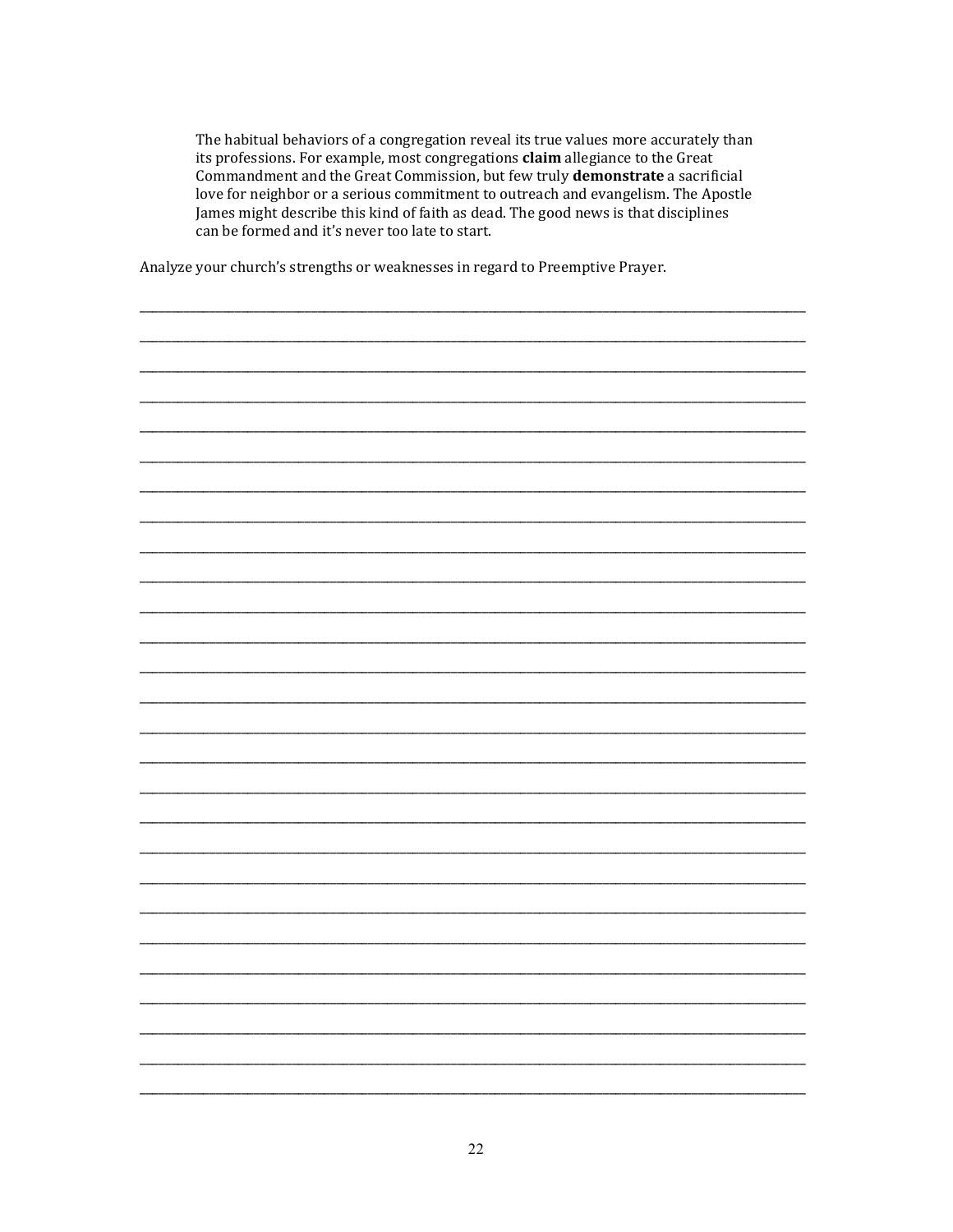> The habitual behaviors of a congregation reveal its true values more accurately than its professions. For example, most congregations **claim** allegiance to the Great Commandment and the Great Commission, but few truly **demonstrate** a sacrificial love for neighbor or a serious commitment to outreach and evangelism. The Apostle James might describe this kind of faith as dead. The good news is that disciplines can be formed and it's never too late to start.

Analyze your church's strengths or weaknesses in regard to Preemptive Prayer.

\_\_\_\_\_\_\_\_\_\_\_\_\_\_\_\_\_\_\_\_\_\_\_\_\_\_\_\_\_\_\_\_\_\_\_\_\_\_\_\_\_\_\_\_\_\_\_\_\_\_\_\_\_\_\_\_\_\_\_\_\_\_\_\_\_\_\_\_\_\_\_\_\_\_\_\_\_\_

\_\_\_\_\_\_\_\_\_\_\_\_\_\_\_\_\_\_\_\_\_\_\_\_\_\_\_\_\_\_\_\_\_\_\_\_\_\_\_\_\_\_\_\_\_\_\_\_\_\_\_\_\_\_\_\_\_\_\_\_\_\_\_\_\_\_\_\_\_\_\_\_\_\_\_\_\_\_

\_\_\_\_\_\_\_\_\_\_\_\_\_\_\_\_\_\_\_\_\_\_\_\_\_\_\_\_\_\_\_\_\_\_\_\_\_\_\_\_\_\_\_\_\_\_\_\_\_\_\_\_\_\_\_\_\_\_\_\_\_\_\_\_\_\_\_\_\_\_\_\_\_\_\_\_\_\_

\_\_\_\_\_\_\_\_\_\_\_\_\_\_\_\_\_\_\_\_\_\_\_\_\_\_\_\_\_\_\_\_\_\_\_\_\_\_\_\_\_\_\_\_\_\_\_\_\_\_\_\_\_\_\_\_\_\_\_\_\_\_\_\_\_\_\_\_\_\_\_\_\_\_\_\_\_\_

\_\_\_\_\_\_\_\_\_\_\_\_\_\_\_\_\_\_\_\_\_\_\_\_\_\_\_\_\_\_\_\_\_\_\_\_\_\_\_\_\_\_\_\_\_\_\_\_\_\_\_\_\_\_\_\_\_\_\_\_\_\_\_\_\_\_\_\_\_\_\_\_\_\_\_\_\_\_

\_\_\_\_\_\_\_\_\_\_\_\_\_\_\_\_\_\_\_\_\_\_\_\_\_\_\_\_\_\_\_\_\_\_\_\_\_\_\_\_\_\_\_\_\_\_\_\_\_\_\_\_\_\_\_\_\_\_\_\_\_\_\_\_\_\_\_\_\_\_\_\_\_\_\_\_\_\_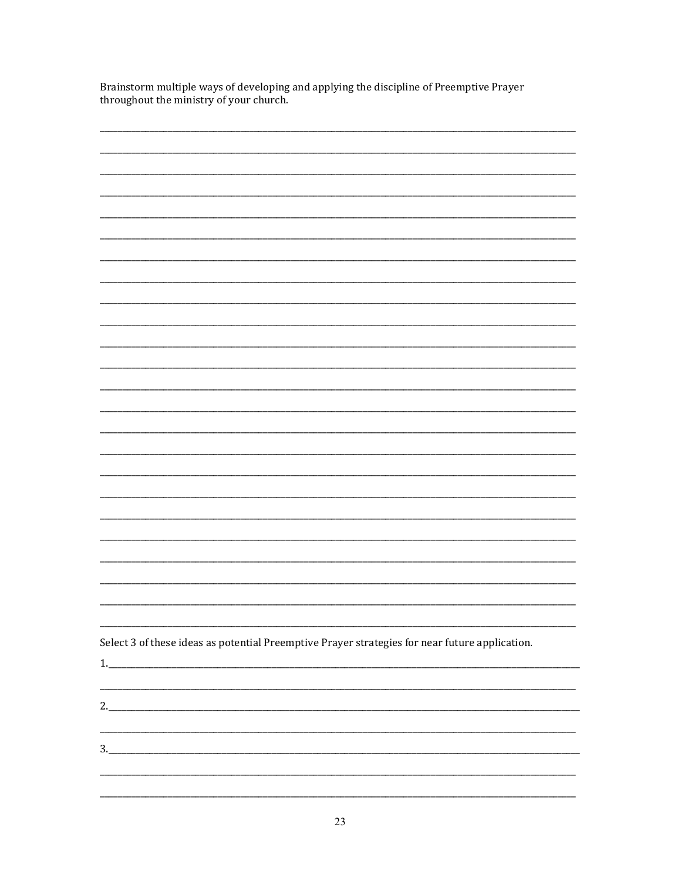Brainstorm multiple ways of developing and applying the discipline of Preemptive Prayer throughout the ministry of your church.

Select 3 of these ideas as potential Preemptive Prayer strategies for near future application.

1.

2.

3.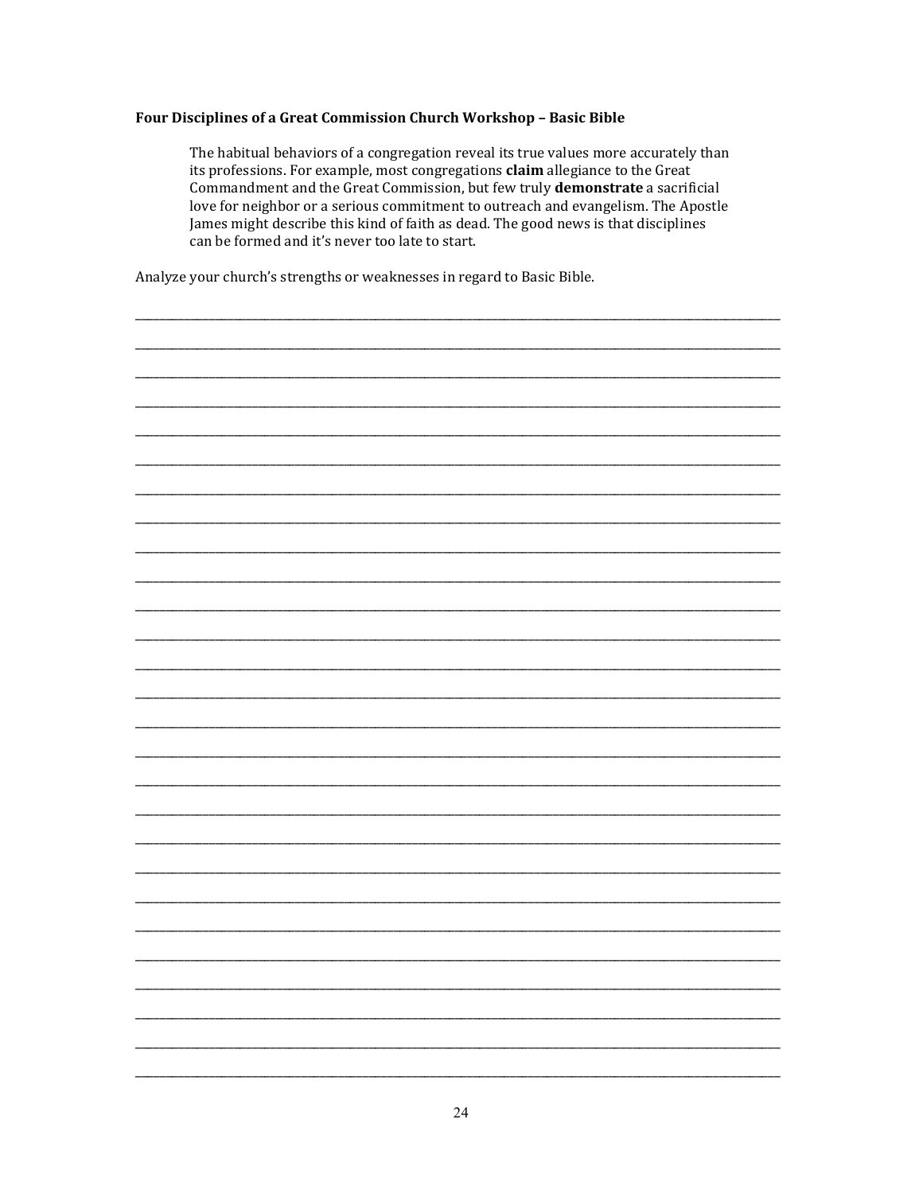**Four Disciplines of a Great Commission Church Workshop – Basic Bible**

> The habitual behaviors of a congregation reveal its true values more accurately than its professions. For example, most congregations **claim** allegiance to the Great Commandment and the Great Commission, but few truly **demonstrate** a sacrificial love for neighbor or a serious commitment to outreach and evangelism. The Apostle James might describe this kind of faith as dead. The good news is that disciplines can be formed and it's never too late to start.

Analyze your church's strengths or weaknesses in regard to Basic Bible.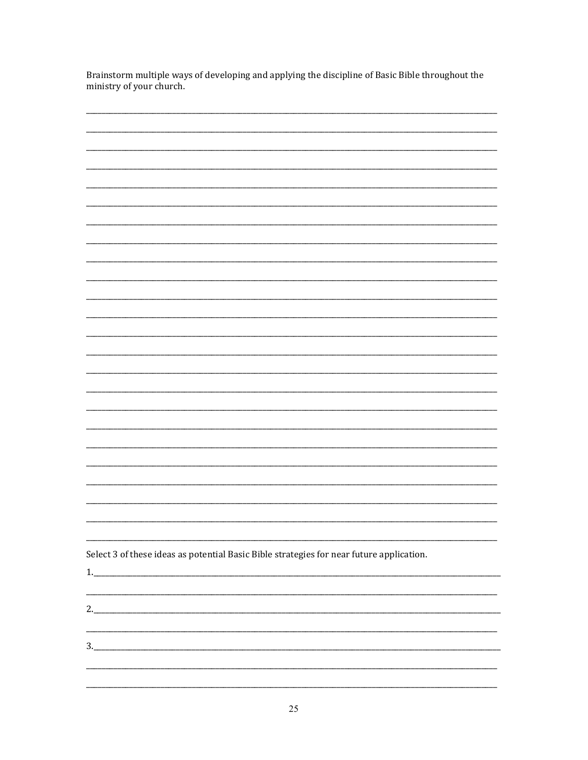Brainstorm multiple ways of developing and applying the discipline of Basic Bible throughout the ministry of your church.

_______________________________________________________________________________

_______________________________________________________________________________

_______________________________________________________________________________

_______________________________________________________________________________

_______________________________________________________________________________

_______________________________________________________________________________

_______________________________________________________________________________

_______________________________________________________________________________

_______________________________________________________________________________

_______________________________________________________________________________

_______________________________________________________________________________

_______________________________________________________________________________

_______________________________________________________________________________

_______________________________________________________________________________

_______________________________________________________________________________

_______________________________________________________________________________

_______________________________________________________________________________

_______________________________________________________________________________

_______________________________________________________________________________

_______________________________________________________________________________

_______________________________________________________________________________

_______________________________________________________________________________

_______________________________________________________________________________

_______________________________________________________________________________

Select 3 of these ideas as potential Basic Bible strategies for near future application.

1.______________________________________________________________________________

_______________________________________________________________________________

2.______________________________________________________________________________

_______________________________________________________________________________

3.______________________________________________________________________________

_______________________________________________________________________________

_______________________________________________________________________________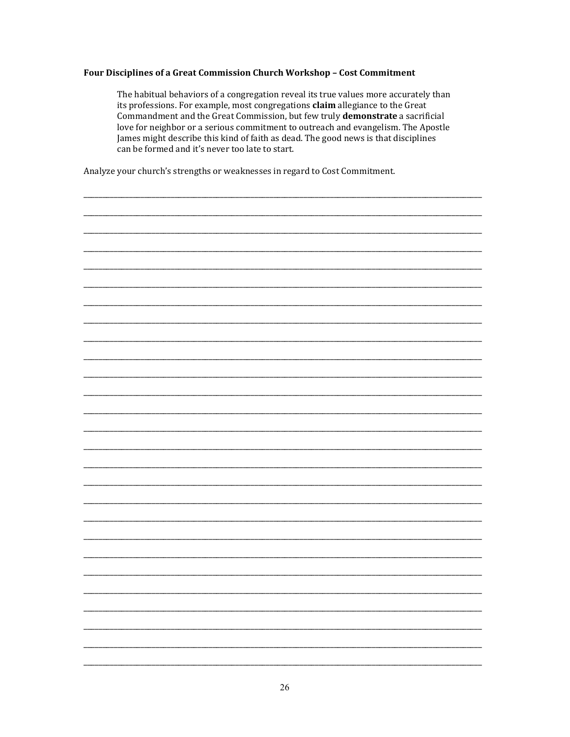**Four Disciplines of a Great Commission Church Workshop – Cost Commitment**

> The habitual behaviors of a congregation reveal its true values more accurately than its professions. For example, most congregations **claim** allegiance to the Great Commandment and the Great Commission, but few truly **demonstrate** a sacrificial love for neighbor or a serious commitment to outreach and evangelism. The Apostle James might describe this kind of faith as dead. The good news is that disciplines can be formed and it's never too late to start.

Analyze your church's strengths or weaknesses in regard to Cost Commitment.

______________________________________________________________________________

______________________________________________________________________________

______________________________________________________________________________

______________________________________________________________________________

______________________________________________________________________________

______________________________________________________________________________

______________________________________________________________________________

______________________________________________________________________________

______________________________________________________________________________

______________________________________________________________________________

______________________________________________________________________________

______________________________________________________________________________

______________________________________________________________________________

______________________________________________________________________________

______________________________________________________________________________

______________________________________________________________________________

______________________________________________________________________________

______________________________________________________________________________

______________________________________________________________________________

______________________________________________________________________________

______________________________________________________________________________

______________________________________________________________________________

______________________________________________________________________________

______________________________________________________________________________

______________________________________________________________________________

______________________________________________________________________________

______________________________________________________________________________

______________________________________________________________________________

______________________________________________________________________________

______________________________________________________________________________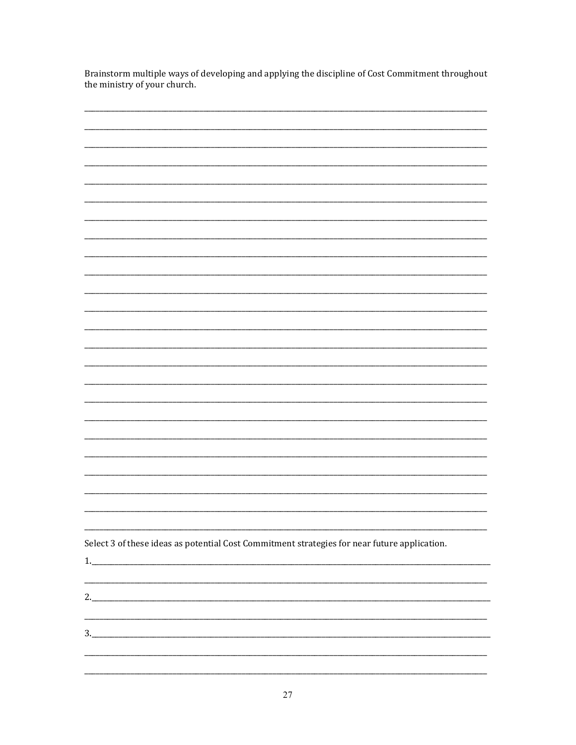Brainstorm multiple ways of developing and applying the discipline of Cost Commitment throughout the ministry of your church.

___________________________________________________________________________

___________________________________________________________________________

___________________________________________________________________________

___________________________________________________________________________

___________________________________________________________________________

___________________________________________________________________________

___________________________________________________________________________

___________________________________________________________________________

___________________________________________________________________________

___________________________________________________________________________

___________________________________________________________________________

___________________________________________________________________________

___________________________________________________________________________

___________________________________________________________________________

___________________________________________________________________________

___________________________________________________________________________

___________________________________________________________________________

___________________________________________________________________________

___________________________________________________________________________

___________________________________________________________________________

___________________________________________________________________________

___________________________________________________________________________

___________________________________________________________________________

___________________________________________________________________________

Select 3 of these ideas as potential Cost Commitment strategies for near future application.

1.__________________________________________________________________________

___________________________________________________________________________

2.__________________________________________________________________________

___________________________________________________________________________

3.__________________________________________________________________________

___________________________________________________________________________

___________________________________________________________________________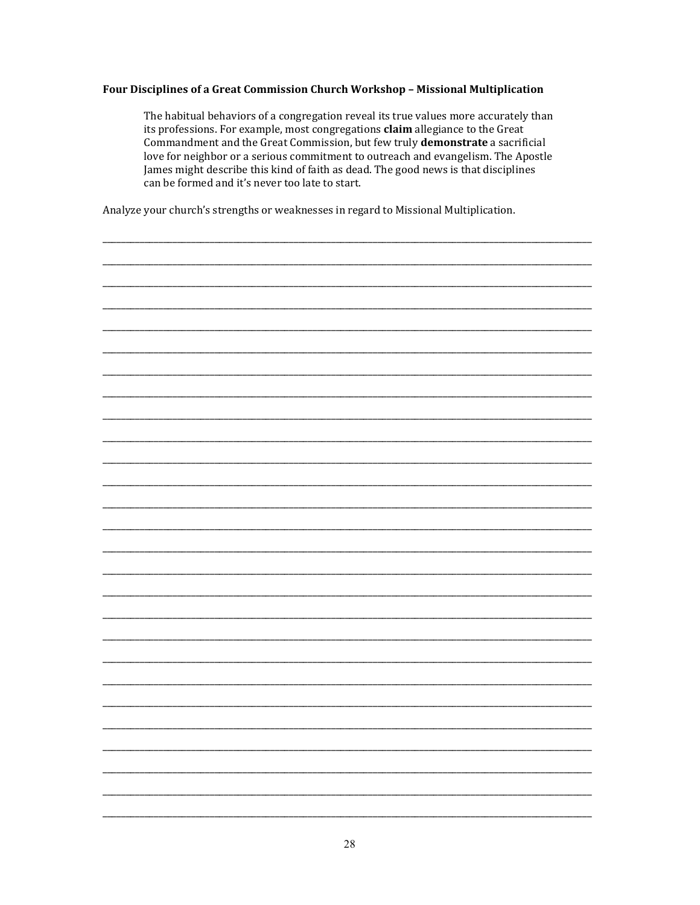**Four Disciplines of a Great Commission Church Workshop – Missional Multiplication**

> The habitual behaviors of a congregation reveal its true values more accurately than its professions. For example, most congregations **claim** allegiance to the Great Commandment and the Great Commission, but few truly **demonstrate** a sacrificial love for neighbor or a serious commitment to outreach and evangelism. The Apostle James might describe this kind of faith as dead. The good news is that disciplines can be formed and it's never too late to start.

Analyze your church's strengths or weaknesses in regard to Missional Multiplication.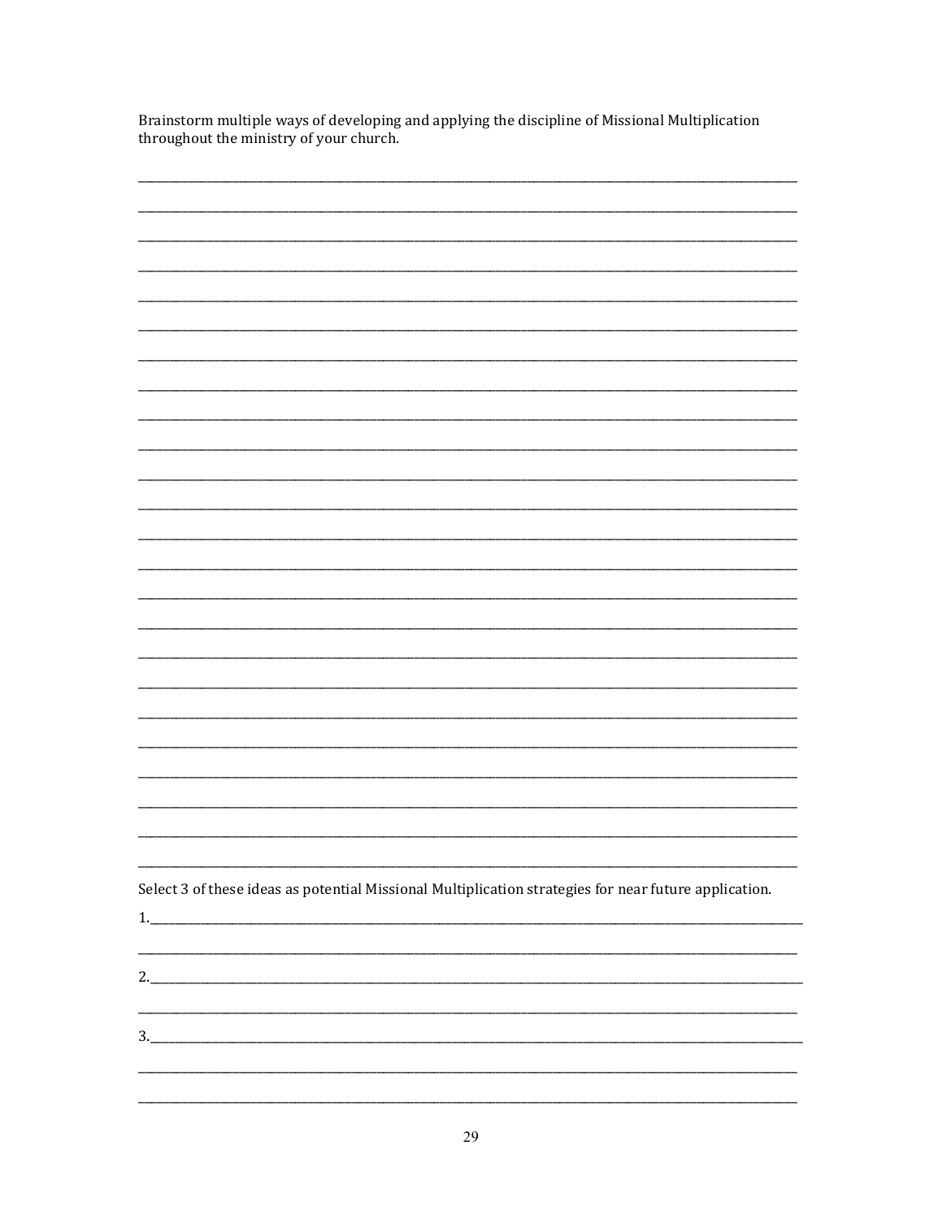Brainstorm multiple ways of developing and applying the discipline of Missional Multiplication throughout the ministry of your church.

Select 3 of these ideas as potential Missional Multiplication strategies for near future application.

1.

2.

3.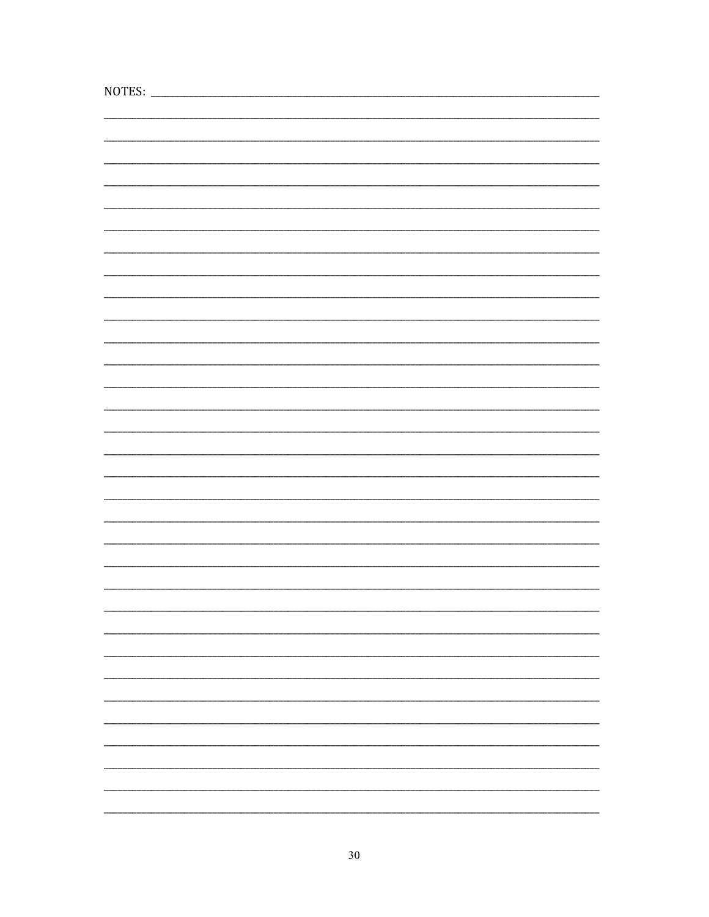NOTES: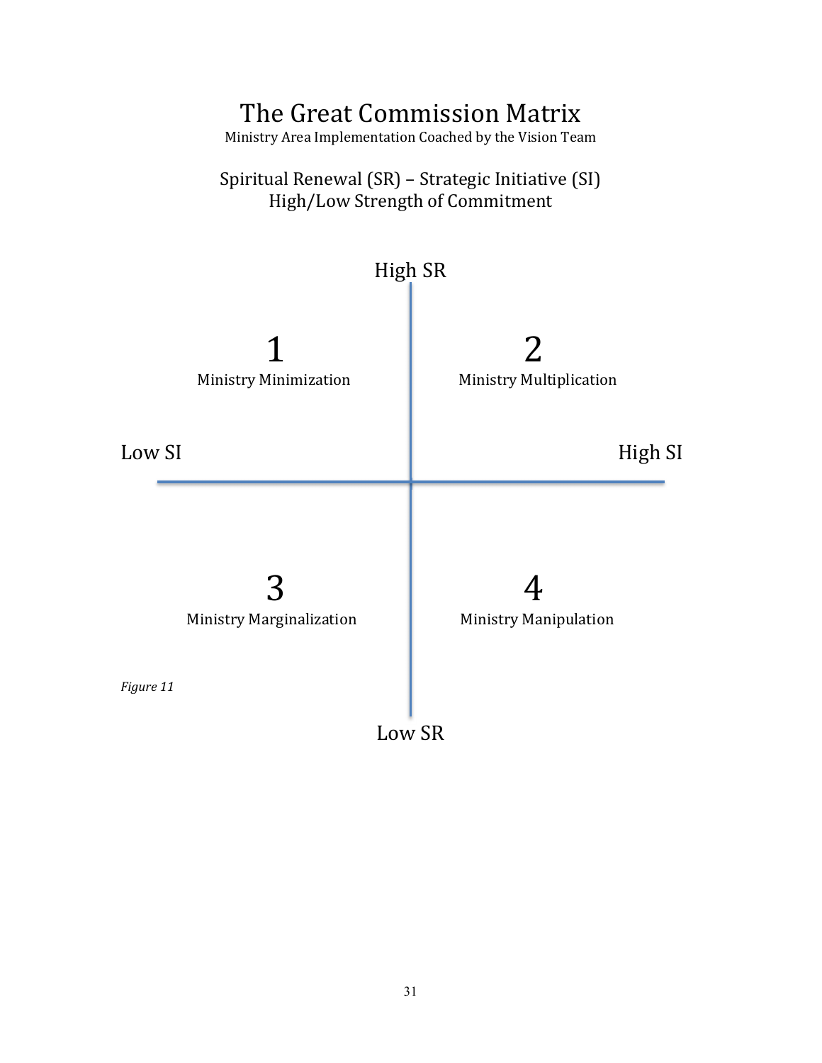# The Great Commission Matrix

Ministry Area Implementation Coached by the Vision Team

Spiritual Renewal (SR) – Strategic Initiative (SI)
High/Low Strength of Commitment

High SR

| | Low SI | High SI |
|---|---|---|
| **High SR** | **1** Ministry Minimization | **2** Ministry Multiplication |
| **Low SR** | **3** Ministry Marginalization | **4** Ministry Manipulation |

Low SR

*Figure 11*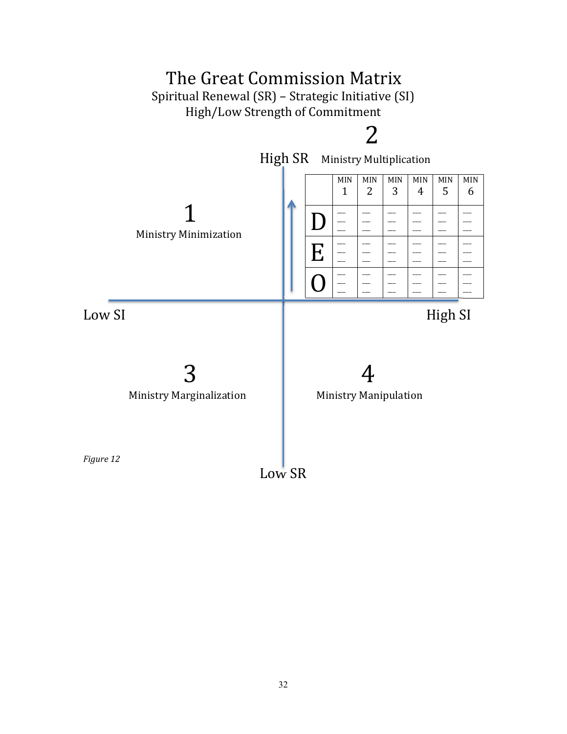# The Great Commission Matrix

Spiritual Renewal (SR) – Strategic Initiative (SI)

High/Low Strength of Commitment

High SR

**2** Ministry Multiplication

| | MIN 1 | MIN 2 | MIN 3 | MIN 4 | MIN 5 | MIN 6 |
|---|---|---|---|---|---|---|
| D | __ __ __ | __ __ __ | __ __ __ | __ __ __ | __ __ __ | __ __ __ |
| E | __ __ __ | __ __ __ | __ __ __ | __ __ __ | __ __ __ | __ __ __ |
| O | __ __ __ | __ __ __ | __ __ __ | __ __ __ | __ __ __ | __ __ __ |

**1** Ministry Minimization

Low SI

High SI

**3** Ministry Marginalization

**4** Ministry Manipulation

Low SR

*Figure 12*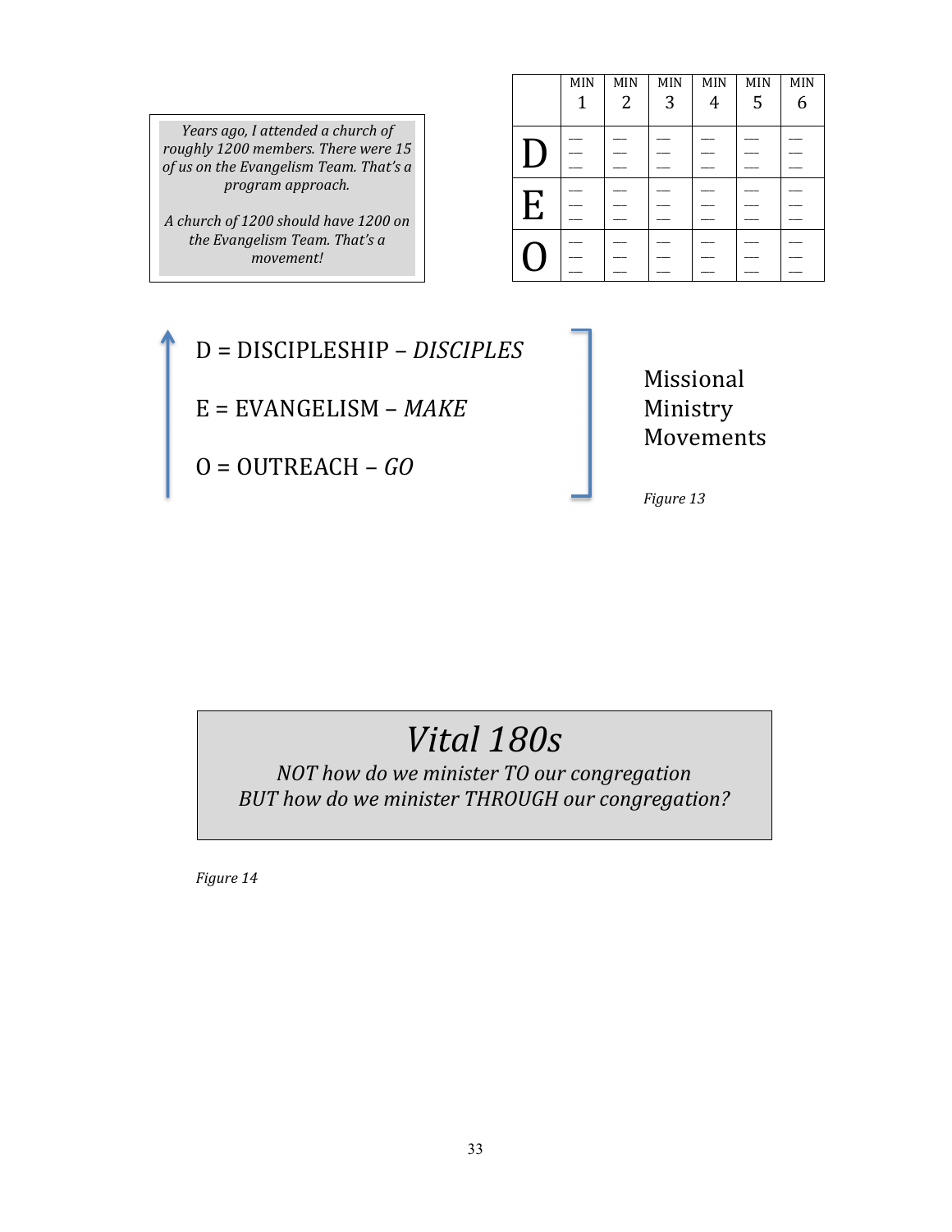*Years ago, I attended a church of roughly 1200 members. There were 15 of us on the Evangelism Team. That's a program approach.*

*A church of 1200 should have 1200 on the Evangelism Team. That's a movement!*

| | MIN 1 | MIN 2 | MIN 3 | MIN 4 | MIN 5 | MIN 6 |
|---|---|---|---|---|---|---|
| D | ___ ___ ___ | ___ ___ ___ | ___ ___ ___ | ___ ___ ___ | ___ ___ ___ | ___ ___ ___ |
| E | ___ ___ ___ | ___ ___ ___ | ___ ___ ___ | ___ ___ ___ | ___ ___ ___ | ___ ___ ___ |
| O | ___ ___ ___ | ___ ___ ___ | ___ ___ ___ | ___ ___ ___ | ___ ___ ___ | ___ ___ ___ |

D = DISCIPLESHIP – *DISCIPLES*

E = EVANGELISM – *MAKE*

O = OUTREACH – *GO*

Missional Ministry Movements

*Figure 13*

## *Vital 180s*

*NOT how do we minister TO our congregation*
*BUT how do we minister THROUGH our congregation?*

*Figure 14*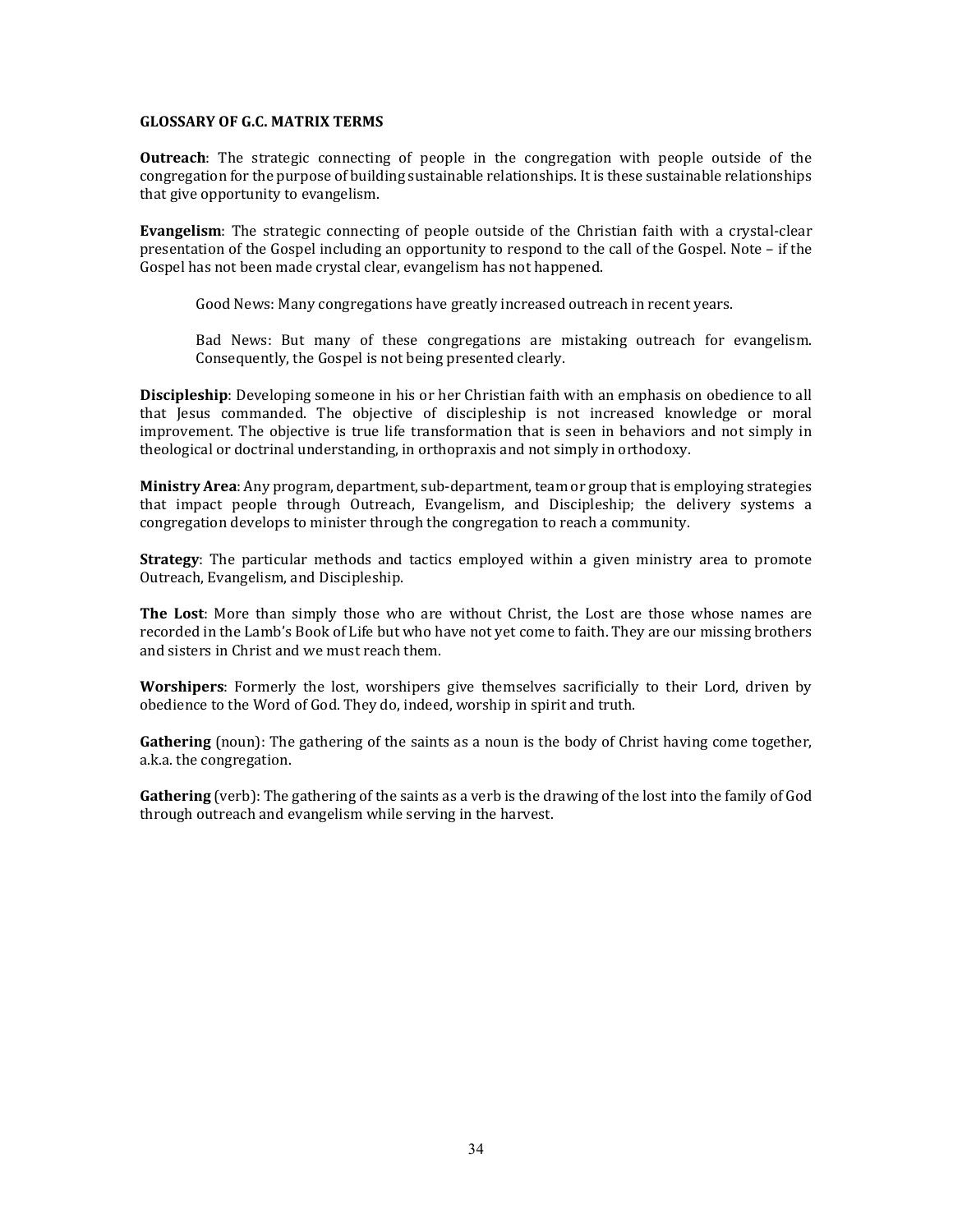## GLOSSARY OF G.C. MATRIX TERMS

**Outreach**: The strategic connecting of people in the congregation with people outside of the congregation for the purpose of building sustainable relationships. It is these sustainable relationships that give opportunity to evangelism.

**Evangelism**: The strategic connecting of people outside of the Christian faith with a crystal-clear presentation of the Gospel including an opportunity to respond to the call of the Gospel. Note – if the Gospel has not been made crystal clear, evangelism has not happened.

> Good News: Many congregations have greatly increased outreach in recent years.
>
> Bad News: But many of these congregations are mistaking outreach for evangelism. Consequently, the Gospel is not being presented clearly.

**Discipleship**: Developing someone in his or her Christian faith with an emphasis on obedience to all that Jesus commanded. The objective of discipleship is not increased knowledge or moral improvement. The objective is true life transformation that is seen in behaviors and not simply in theological or doctrinal understanding, in orthopraxis and not simply in orthodoxy.

**Ministry Area**: Any program, department, sub-department, team or group that is employing strategies that impact people through Outreach, Evangelism, and Discipleship; the delivery systems a congregation develops to minister through the congregation to reach a community.

**Strategy**: The particular methods and tactics employed within a given ministry area to promote Outreach, Evangelism, and Discipleship.

**The Lost**: More than simply those who are without Christ, the Lost are those whose names are recorded in the Lamb's Book of Life but who have not yet come to faith. They are our missing brothers and sisters in Christ and we must reach them.

**Worshipers**: Formerly the lost, worshipers give themselves sacrificially to their Lord, driven by obedience to the Word of God. They do, indeed, worship in spirit and truth.

**Gathering** (noun): The gathering of the saints as a noun is the body of Christ having come together, a.k.a. the congregation.

**Gathering** (verb): The gathering of the saints as a verb is the drawing of the lost into the family of God through outreach and evangelism while serving in the harvest.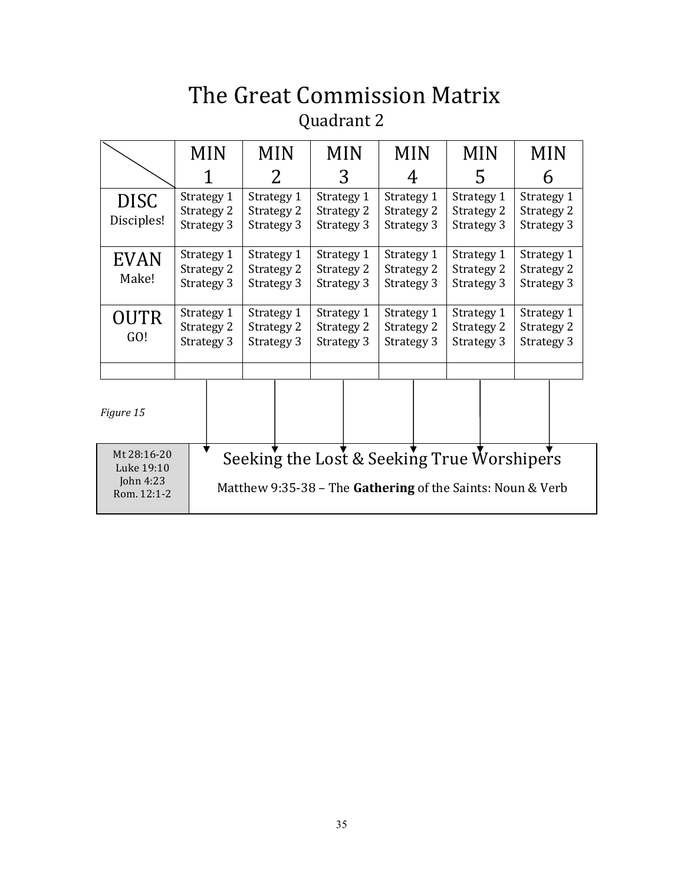# The Great Commission Matrix

## Quadrant 2

| | MIN 1 | MIN 2 | MIN 3 | MIN 4 | MIN 5 | MIN 6 |
|---|---|---|---|---|---|---|
| DISC Disciples! | Strategy 1 Strategy 2 Strategy 3 | Strategy 1 Strategy 2 Strategy 3 | Strategy 1 Strategy 2 Strategy 3 | Strategy 1 Strategy 2 Strategy 3 | Strategy 1 Strategy 2 Strategy 3 | Strategy 1 Strategy 2 Strategy 3 |
| EVAN Make! | Strategy 1 Strategy 2 Strategy 3 | Strategy 1 Strategy 2 Strategy 3 | Strategy 1 Strategy 2 Strategy 3 | Strategy 1 Strategy 2 Strategy 3 | Strategy 1 Strategy 2 Strategy 3 | Strategy 1 Strategy 2 Strategy 3 |
| OUTR GO! | Strategy 1 Strategy 2 Strategy 3 | Strategy 1 Strategy 2 Strategy 3 | Strategy 1 Strategy 2 Strategy 3 | Strategy 1 Strategy 2 Strategy 3 | Strategy 1 Strategy 2 Strategy 3 | Strategy 1 Strategy 2 Strategy 3 |
| | | | | | | |

*Figure 15*

| Mt 28:16-20 Luke 19:10 John 4:23 Rom. 12:1-2 | Seeking the Lost & Seeking True Worshipers<br>Matthew 9:35-38 – The **Gathering** of the Saints: Noun & Verb |
|---|---|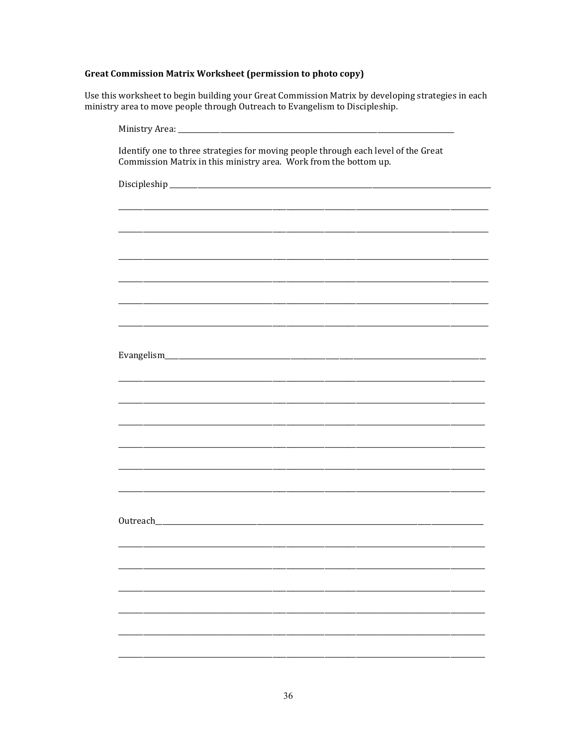**Great Commission Matrix Worksheet (permission to photo copy)**

Use this worksheet to begin building your Great Commission Matrix by developing strategies in each ministry area to move people through Outreach to Evangelism to Discipleship.

Ministry Area: ______________________________________________

Identify one to three strategies for moving people through each level of the Great Commission Matrix in this ministry area. Work from the bottom up.

Discipleship ______________________________________________

______________________________________________

______________________________________________

______________________________________________

______________________________________________

______________________________________________

______________________________________________

Evangelism______________________________________________

______________________________________________

______________________________________________

______________________________________________

______________________________________________

______________________________________________

______________________________________________

Outreach______________________________________________

______________________________________________

______________________________________________

______________________________________________

______________________________________________

______________________________________________

______________________________________________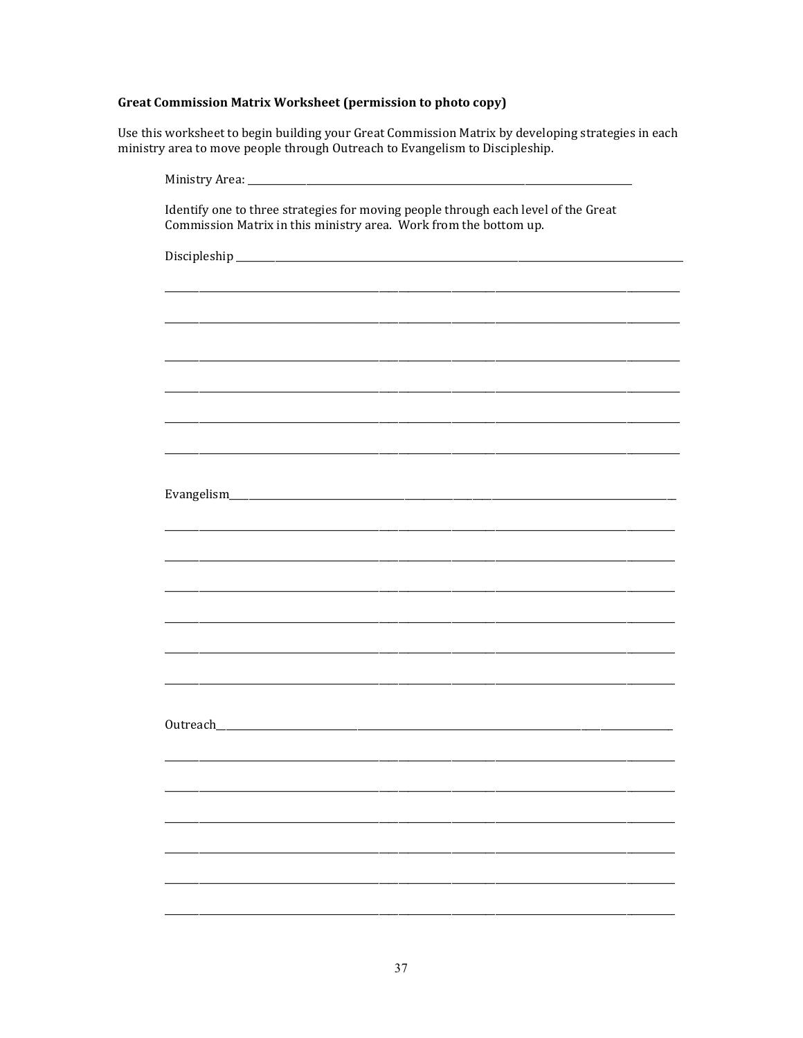**Great Commission Matrix Worksheet (permission to photo copy)**

Use this worksheet to begin building your Great Commission Matrix by developing strategies in each ministry area to move people through Outreach to Evangelism to Discipleship.

Ministry Area: ____________________________________________________________

Identify one to three strategies for moving people through each level of the Great Commission Matrix in this ministry area. Work from the bottom up.

Discipleship ______________________________________________________________

__________________________________________________________________________

__________________________________________________________________________

__________________________________________________________________________

__________________________________________________________________________

__________________________________________________________________________

__________________________________________________________________________

Evangelism________________________________________________________________

__________________________________________________________________________

__________________________________________________________________________

__________________________________________________________________________

__________________________________________________________________________

__________________________________________________________________________

__________________________________________________________________________

Outreach__________________________________________________________________

__________________________________________________________________________

__________________________________________________________________________

__________________________________________________________________________

__________________________________________________________________________

__________________________________________________________________________

__________________________________________________________________________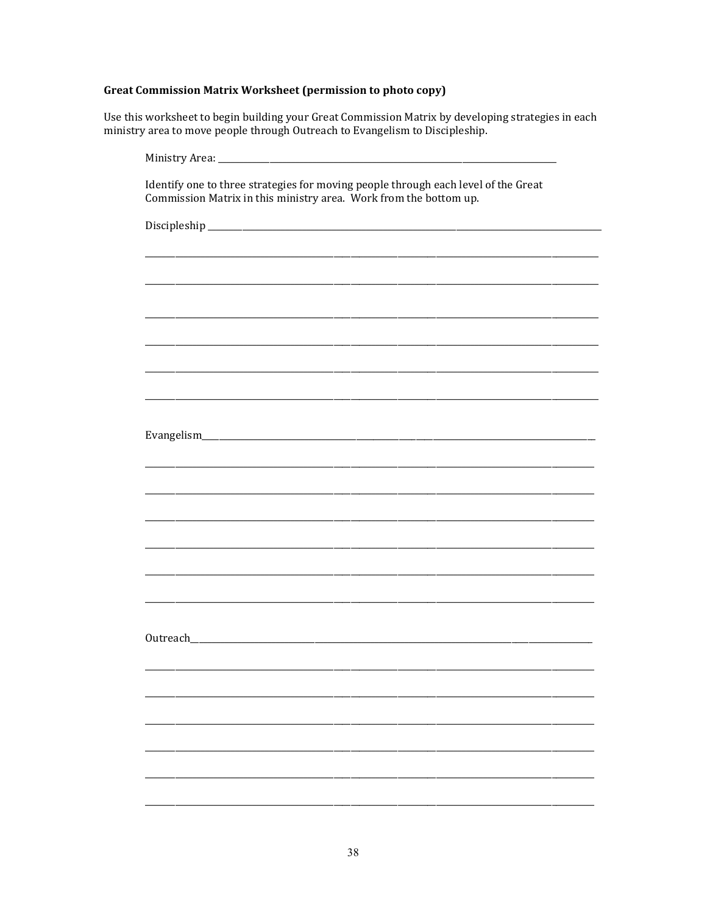**Great Commission Matrix Worksheet (permission to photo copy)**

Use this worksheet to begin building your Great Commission Matrix by developing strategies in each ministry area to move people through Outreach to Evangelism to Discipleship.

Ministry Area: ______________________________________________

Identify one to three strategies for moving people through each level of the Great Commission Matrix in this ministry area. Work from the bottom up.

Discipleship ______________________________________________

______________________________________________

______________________________________________

______________________________________________

______________________________________________

______________________________________________

______________________________________________

Evangelism______________________________________________

______________________________________________

______________________________________________

______________________________________________

______________________________________________

______________________________________________

______________________________________________

Outreach______________________________________________

______________________________________________

______________________________________________

______________________________________________

______________________________________________

______________________________________________

______________________________________________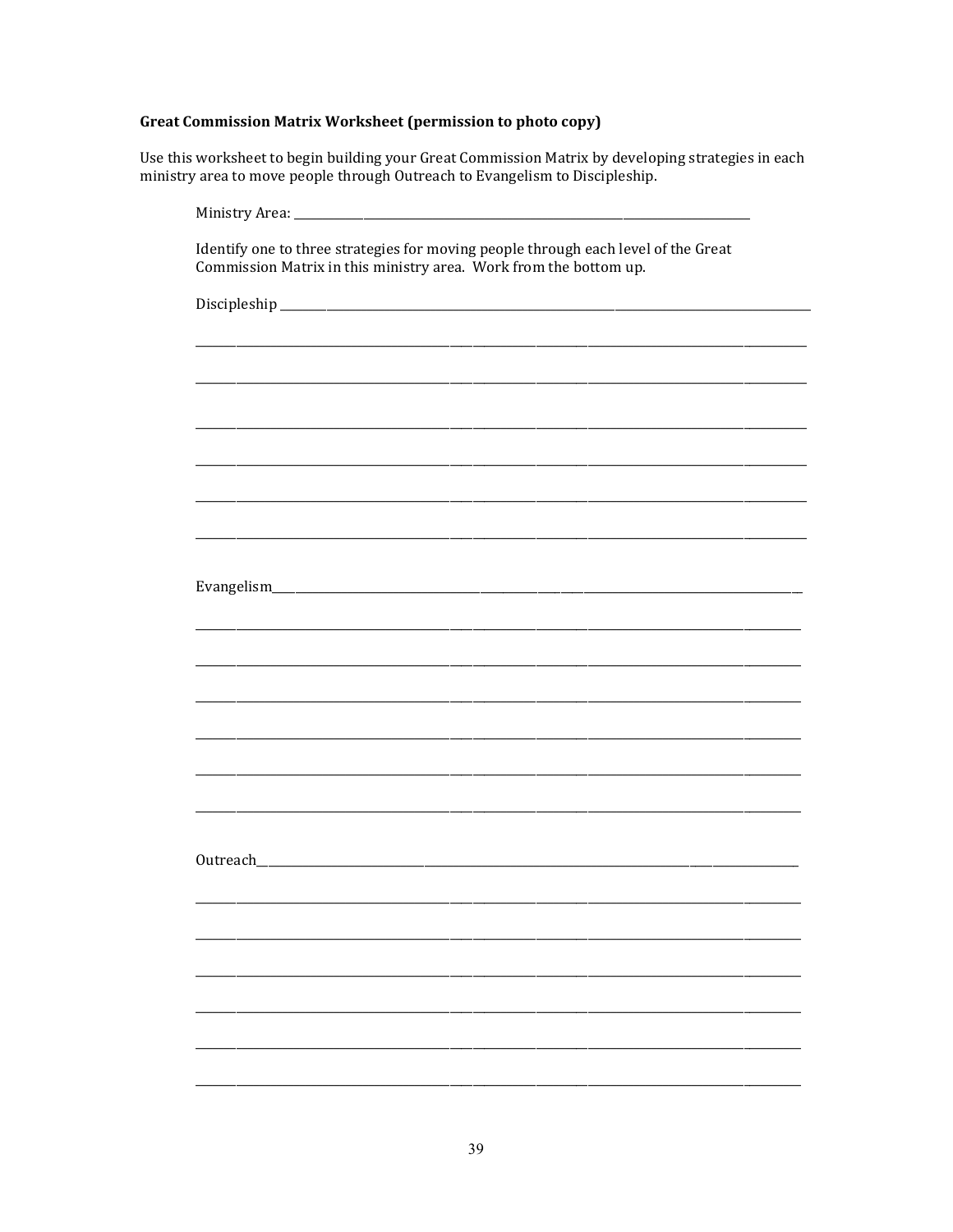**Great Commission Matrix Worksheet (permission to photo copy)**

Use this worksheet to begin building your Great Commission Matrix by developing strategies in each ministry area to move people through Outreach to Evangelism to Discipleship.

Ministry Area: ______________________________________________

Identify one to three strategies for moving people through each level of the Great Commission Matrix in this ministry area. Work from the bottom up.

Discipleship ______________________________________________

______________________________________________

______________________________________________

______________________________________________

______________________________________________

______________________________________________

______________________________________________

Evangelism______________________________________________

______________________________________________

______________________________________________

______________________________________________

______________________________________________

______________________________________________

______________________________________________

Outreach______________________________________________

______________________________________________

______________________________________________

______________________________________________

______________________________________________

______________________________________________

______________________________________________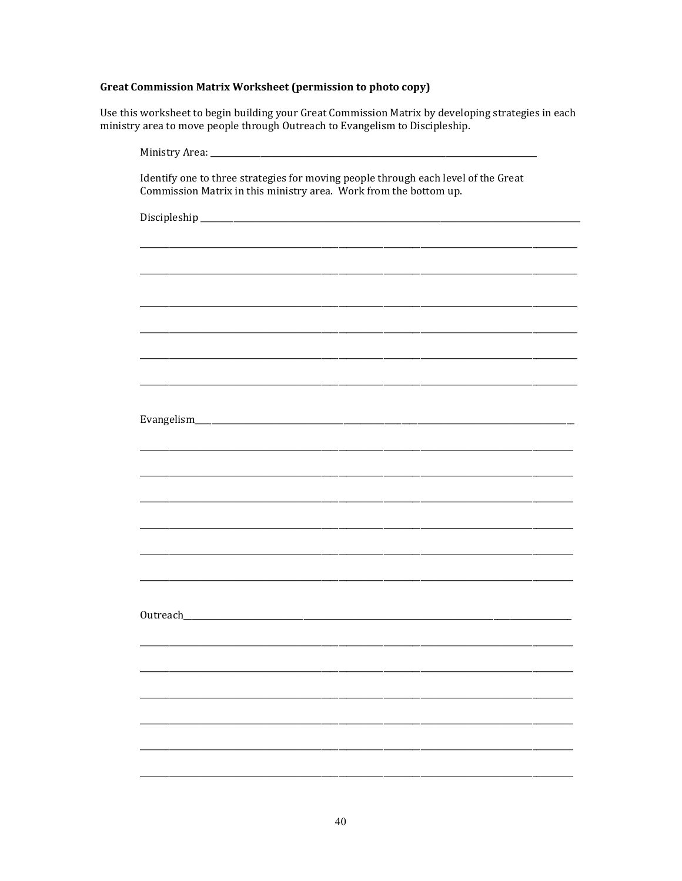**Great Commission Matrix Worksheet (permission to photo copy)**

Use this worksheet to begin building your Great Commission Matrix by developing strategies in each ministry area to move people through Outreach to Evangelism to Discipleship.

Ministry Area: ______________________________________________

Identify one to three strategies for moving people through each level of the Great Commission Matrix in this ministry area. Work from the bottom up.

Discipleship ______________________________________________

______________________________________________

______________________________________________

______________________________________________

______________________________________________

______________________________________________

______________________________________________

Evangelism______________________________________________

______________________________________________

______________________________________________

______________________________________________

______________________________________________

______________________________________________

______________________________________________

Outreach______________________________________________

______________________________________________

______________________________________________

______________________________________________

______________________________________________

______________________________________________

______________________________________________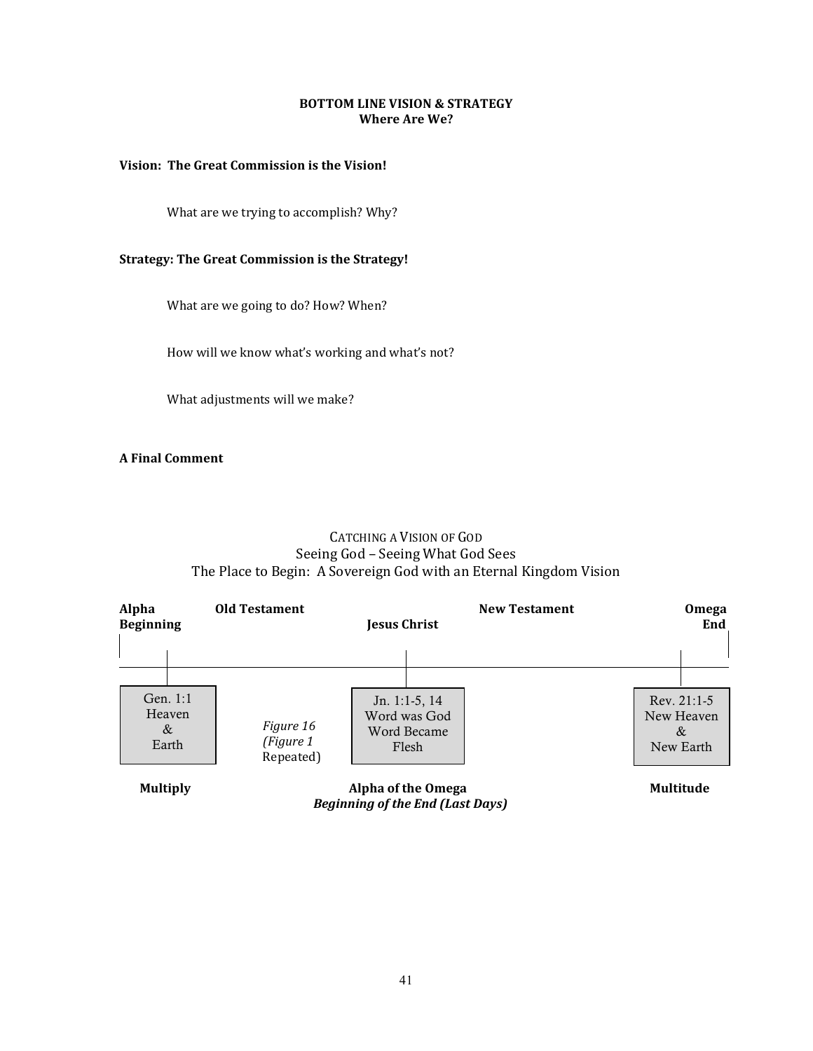**BOTTOM LINE VISION & STRATEGY**
**Where Are We?**

**Vision: The Great Commission is the Vision!**

What are we trying to accomplish? Why?

**Strategy: The Great Commission is the Strategy!**

What are we going to do? How? When?

How will we know what's working and what's not?

What adjustments will we make?

**A Final Comment**

CATCHING A VISION OF GOD
Seeing God – Seeing What God Sees
The Place to Begin: A Sovereign God with an Eternal Kingdom Vision

**Alpha** **Beginning** | **Old Testament** | **Jesus Christ** | **New Testament** | **Omega** **End**

| Gen. 1:1 Heaven & Earth | Jn. 1:1-5, 14 Word was God Word Became Flesh | Rev. 21:1-5 New Heaven & New Earth |
|---|---|---|
| **Multiply** | **Alpha of the Omega** *Beginning of the End (Last Days)* | **Multitude** |

*Figure 16 (Figure 1* Repeated)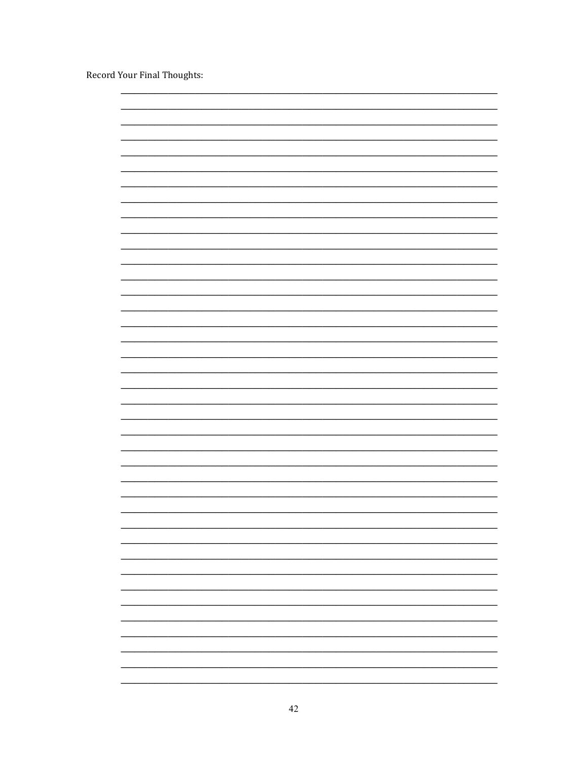Record Your Final Thoughts: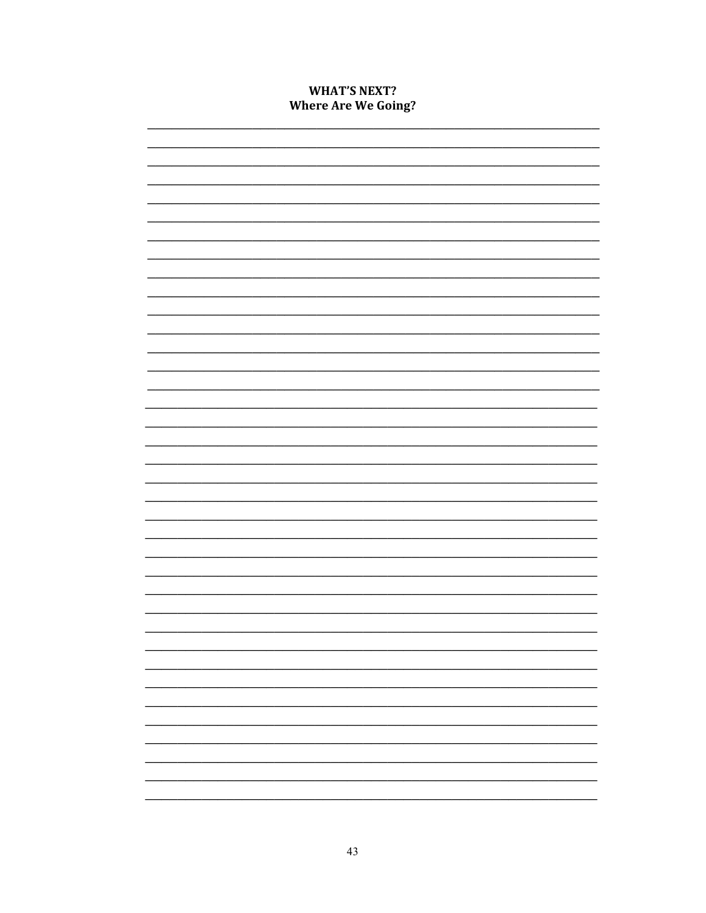**WHAT'S NEXT?**
**Where Are We Going?**

___________________________________________________________________________
___________________________________________________________________________
___________________________________________________________________________
___________________________________________________________________________
___________________________________________________________________________
___________________________________________________________________________
___________________________________________________________________________
___________________________________________________________________________
___________________________________________________________________________
___________________________________________________________________________
___________________________________________________________________________
___________________________________________________________________________
___________________________________________________________________________
___________________________________________________________________________
___________________________________________________________________________
___________________________________________________________________________
___________________________________________________________________________
___________________________________________________________________________
___________________________________________________________________________
___________________________________________________________________________
___________________________________________________________________________
___________________________________________________________________________
___________________________________________________________________________
___________________________________________________________________________
___________________________________________________________________________
___________________________________________________________________________
___________________________________________________________________________
___________________________________________________________________________
___________________________________________________________________________
___________________________________________________________________________
___________________________________________________________________________
___________________________________________________________________________
___________________________________________________________________________
___________________________________________________________________________
___________________________________________________________________________
___________________________________________________________________________
___________________________________________________________________________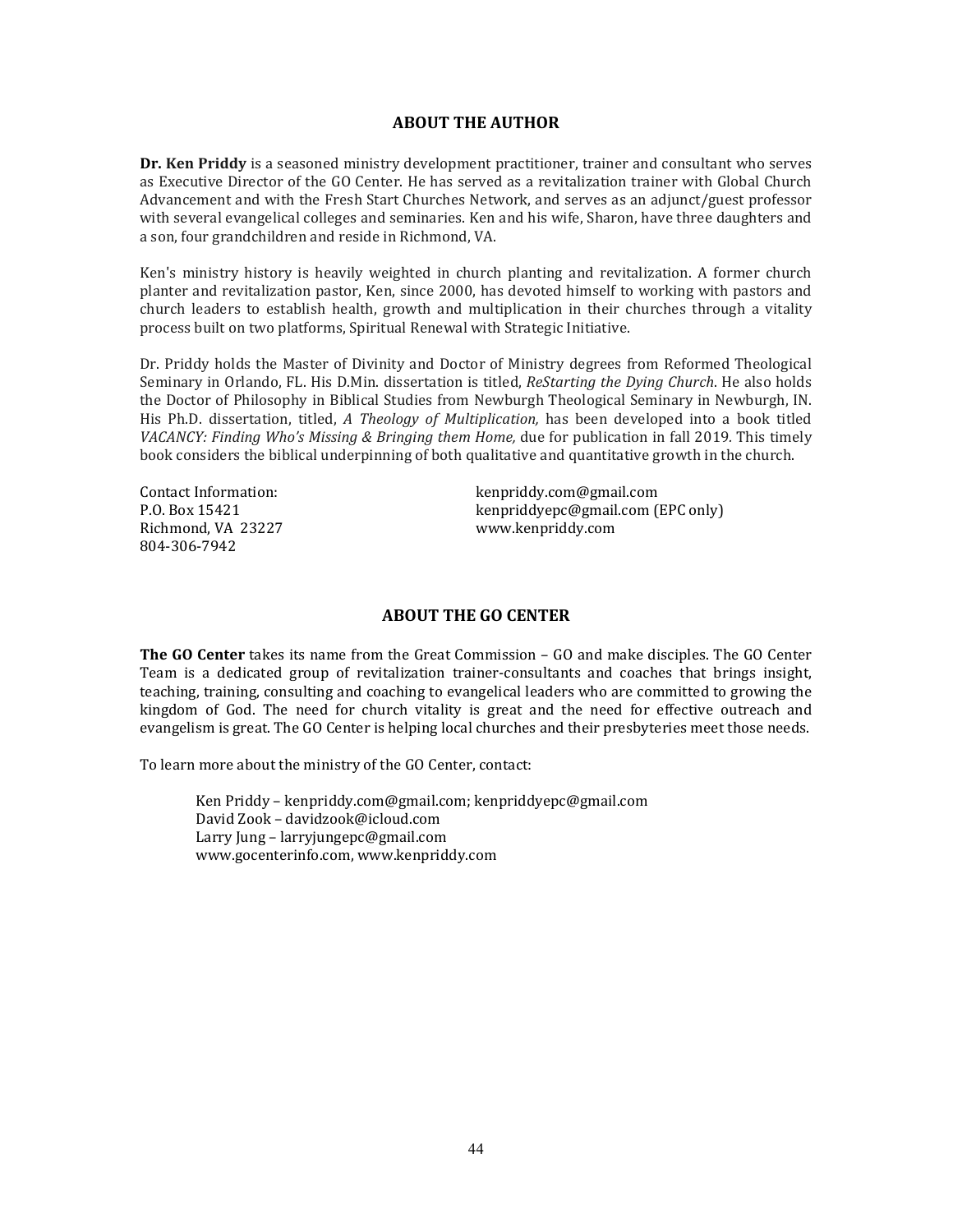## ABOUT THE AUTHOR

**Dr. Ken Priddy** is a seasoned ministry development practitioner, trainer and consultant who serves as Executive Director of the GO Center. He has served as a revitalization trainer with Global Church Advancement and with the Fresh Start Churches Network, and serves as an adjunct/guest professor with several evangelical colleges and seminaries. Ken and his wife, Sharon, have three daughters and a son, four grandchildren and reside in Richmond, VA.

Ken's ministry history is heavily weighted in church planting and revitalization. A former church planter and revitalization pastor, Ken, since 2000, has devoted himself to working with pastors and church leaders to establish health, growth and multiplication in their churches through a vitality process built on two platforms, Spiritual Renewal with Strategic Initiative.

Dr. Priddy holds the Master of Divinity and Doctor of Ministry degrees from Reformed Theological Seminary in Orlando, FL. His D.Min. dissertation is titled, *ReStarting the Dying Church*. He also holds the Doctor of Philosophy in Biblical Studies from Newburgh Theological Seminary in Newburgh, IN. His Ph.D. dissertation, titled, *A Theology of Multiplication,* has been developed into a book titled *VACANCY: Finding Who's Missing & Bringing them Home,* due for publication in fall 2019. This timely book considers the biblical underpinning of both qualitative and quantitative growth in the church.

Contact Information:
P.O. Box 15421
Richmond, VA 23227
804-306-7942

kenpriddy.com@gmail.com
kenpriddyepc@gmail.com (EPC only)
www.kenpriddy.com

## ABOUT THE GO CENTER

**The GO Center** takes its name from the Great Commission – GO and make disciples. The GO Center Team is a dedicated group of revitalization trainer-consultants and coaches that brings insight, teaching, training, consulting and coaching to evangelical leaders who are committed to growing the kingdom of God. The need for church vitality is great and the need for effective outreach and evangelism is great. The GO Center is helping local churches and their presbyteries meet those needs.

To learn more about the ministry of the GO Center, contact:

Ken Priddy – kenpriddy.com@gmail.com; kenpriddyepc@gmail.com
David Zook – davidzook@icloud.com
Larry Jung – larryjungepc@gmail.com
www.gocenterinfo.com, www.kenpriddy.com